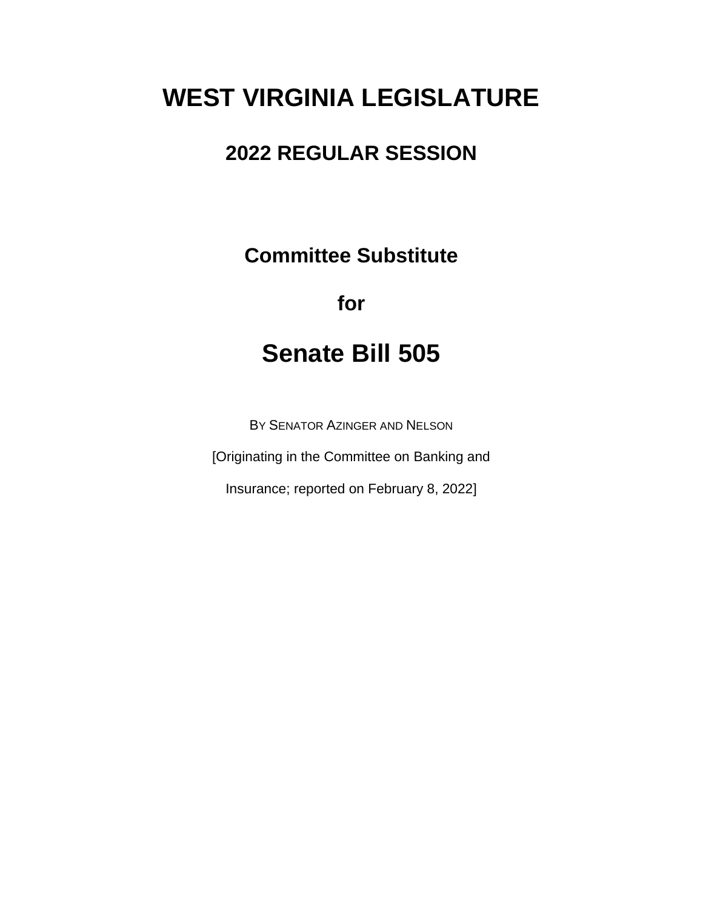# WEST VIRGINIA LEGISLATURE

## 2022 REGULAR SESSION

### Committee Substitute

### for

## Senate Bill 505

BY SENATOR AZINGER AND NELSON

[Originating in the Committee on Banking and Insurance; reported on February 8, 2022]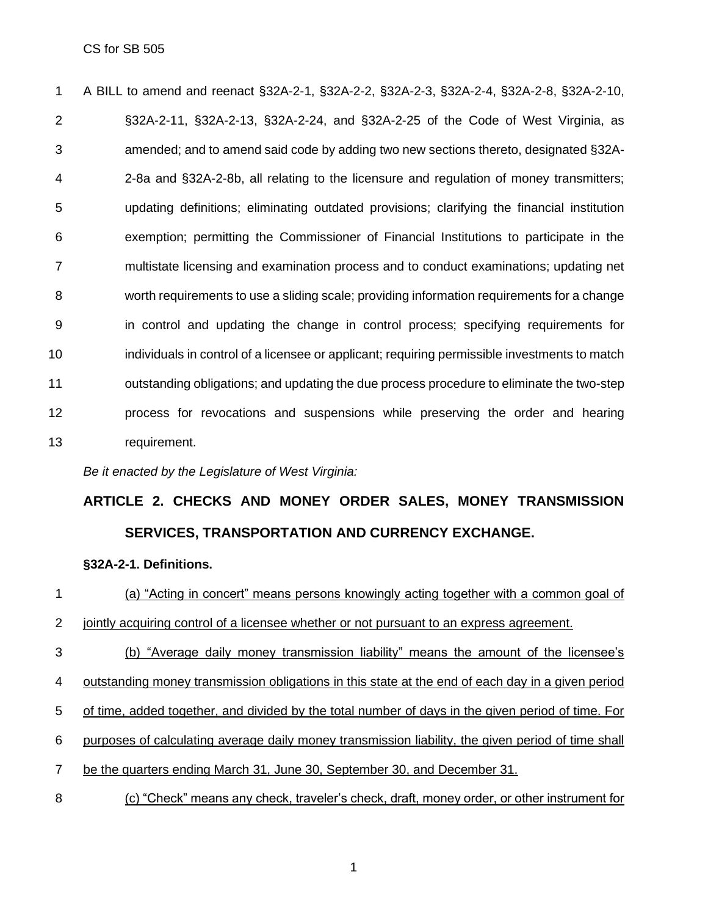A BILL to amend and reenact §32A-2-1, §32A-2-2, §32A-2-3, §32A-2-4, §32A-2-8, §32A-2-10, §32A-2-11, §32A-2-13, §32A-2-24, and §32A-2-25 of the Code of West Virginia, as amended; and to amend said code by adding two new sections thereto, designated §32A-2-8a and §32A-2-8b, all relating to the licensure and regulation of money transmitters; updating definitions; eliminating outdated provisions; clarifying the financial institution exemption; permitting the Commissioner of Financial Institutions to participate in the multistate licensing and examination process and to conduct examinations; updating net worth requirements to use a sliding scale; providing information requirements for a change in control and updating the change in control process; specifying requirements for individuals in control of a licensee or applicant; requiring permissible investments to match outstanding obligations; and updating the due process procedure to eliminate the two-step process for revocations and suspensions while preserving the order and hearing requirement.

*Be it enacted by the Legislature of West Virginia:*

## ARTICLE 2. CHECKS AND MONEY ORDER SALES, MONEY TRANSMISSION SERVICES, TRANSPORTATION AND CURRENCY EXCHANGE.

### §32A-2-1. Definitions.

(a) "Acting in concert" means persons knowingly acting together with a common goal of jointly acquiring control of a licensee whether or not pursuant to an express agreement.

(b) "Average daily money transmission liability" means the amount of the licensee's outstanding money transmission obligations in this state at the end of each day in a given period of time, added together, and divided by the total number of days in the given period of time. For purposes of calculating average daily money transmission liability, the given period of time shall be the quarters ending March 31, June 30, September 30, and December 31.

(c) "Check" means any check, traveler's check, draft, money order, or other instrument for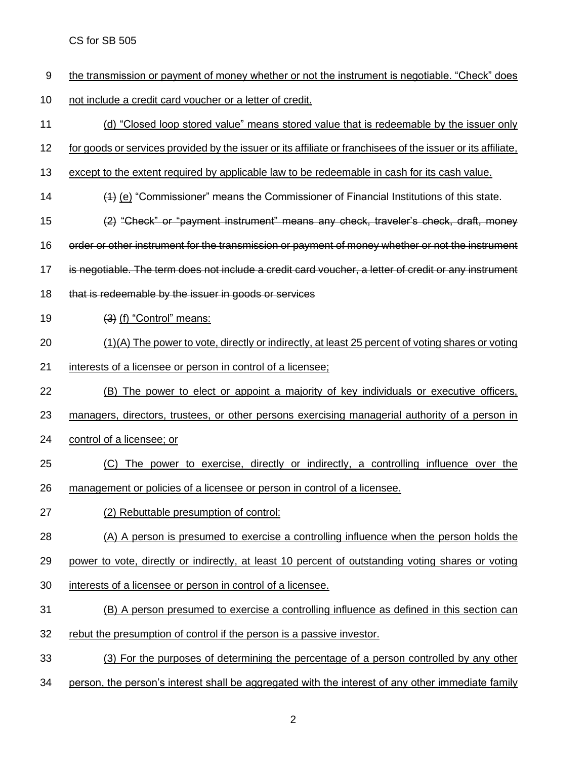the transmission or payment of money whether or not the instrument is negotiable. "Check" does not include a credit card voucher or a letter of credit.

(d) "Closed loop stored value" means stored value that is redeemable by the issuer only for goods or services provided by the issuer or its affiliate or franchisees of the issuer or its affiliate, except to the extent required by applicable law to be redeemable in cash for its cash value.

~~(1)~~ (e) "Commissioner" means the Commissioner of Financial Institutions of this state.

~~(2) "Check" or "payment instrument" means any check, traveler's check, draft, money order or other instrument for the transmission or payment of money whether or not the instrument is negotiable. The term does not include a credit card voucher, a letter of credit or any instrument that is redeemable by the issuer in goods or services~~

~~(3)~~ (f) "Control" means:

(1)(A) The power to vote, directly or indirectly, at least 25 percent of voting shares or voting interests of a licensee or person in control of a licensee;

(B) The power to elect or appoint a majority of key individuals or executive officers, managers, directors, trustees, or other persons exercising managerial authority of a person in control of a licensee; or

(C) The power to exercise, directly or indirectly, a controlling influence over the management or policies of a licensee or person in control of a licensee.

(2) Rebuttable presumption of control:

(A) A person is presumed to exercise a controlling influence when the person holds the power to vote, directly or indirectly, at least 10 percent of outstanding voting shares or voting interests of a licensee or person in control of a licensee.

(B) A person presumed to exercise a controlling influence as defined in this section can rebut the presumption of control if the person is a passive investor.

(3) For the purposes of determining the percentage of a person controlled by any other person, the person's interest shall be aggregated with the interest of any other immediate family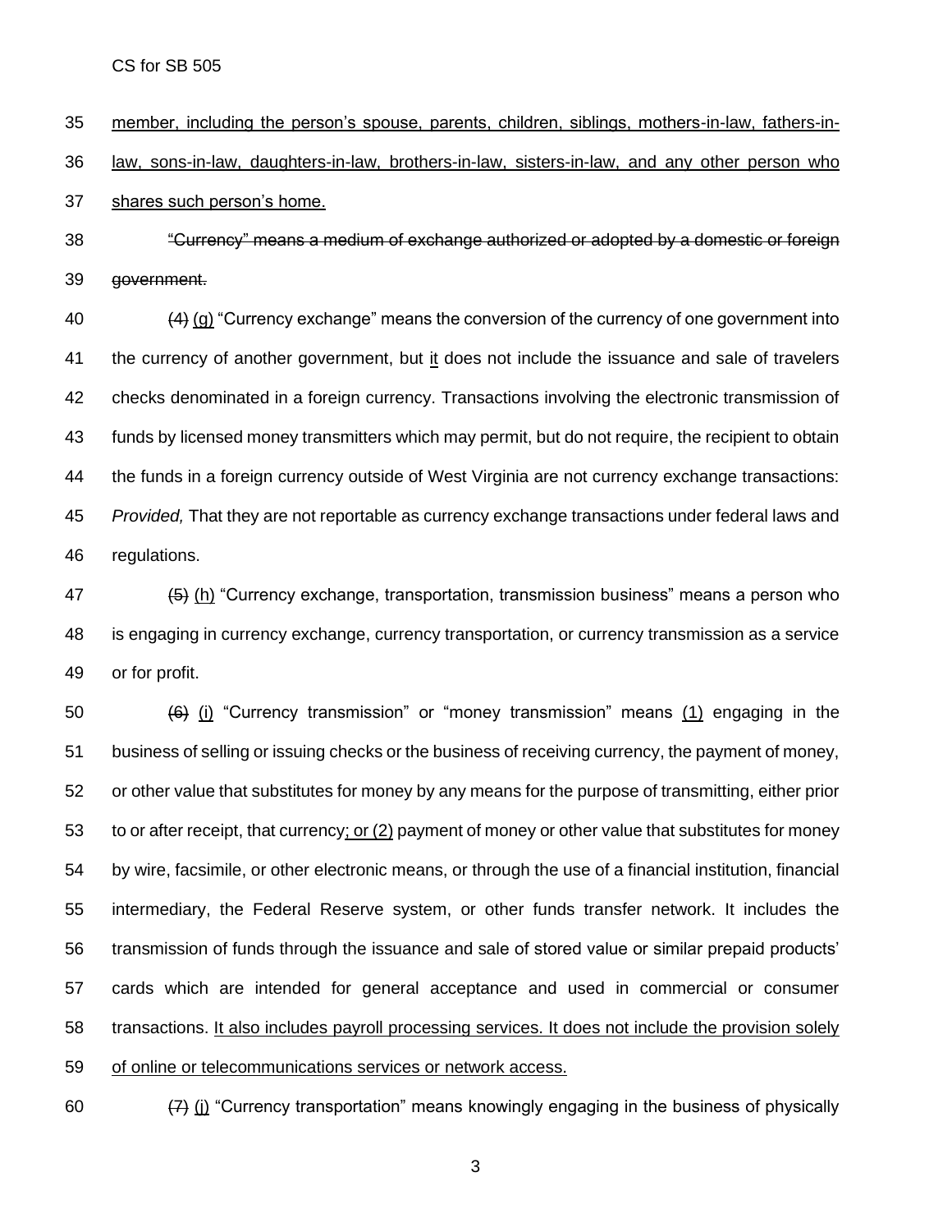member, including the person's spouse, parents, children, siblings, mothers-in-law, fathers-in-law, sons-in-law, daughters-in-law, brothers-in-law, sisters-in-law, and any other person who shares such person's home.

~~"Currency" means a medium of exchange authorized or adopted by a domestic or foreign government.~~

~~(4)~~ (g) "Currency exchange" means the conversion of the currency of one government into the currency of another government, but it does not include the issuance and sale of travelers checks denominated in a foreign currency. Transactions involving the electronic transmission of funds by licensed money transmitters which may permit, but do not require, the recipient to obtain the funds in a foreign currency outside of West Virginia are not currency exchange transactions: *Provided,* That they are not reportable as currency exchange transactions under federal laws and regulations.

~~(5)~~ (h) "Currency exchange, transportation, transmission business" means a person who is engaging in currency exchange, currency transportation, or currency transmission as a service or for profit.

~~(6)~~ (i) "Currency transmission" or "money transmission" means (1) engaging in the business of selling or issuing checks or the business of receiving currency, the payment of money, or other value that substitutes for money by any means for the purpose of transmitting, either prior to or after receipt, that currency; or (2) payment of money or other value that substitutes for money by wire, facsimile, or other electronic means, or through the use of a financial institution, financial intermediary, the Federal Reserve system, or other funds transfer network. It includes the transmission of funds through the issuance and sale of stored value or similar prepaid products' cards which are intended for general acceptance and used in commercial or consumer transactions. It also includes payroll processing services. It does not include the provision solely of online or telecommunications services or network access.

~~(7)~~ (j) "Currency transportation" means knowingly engaging in the business of physically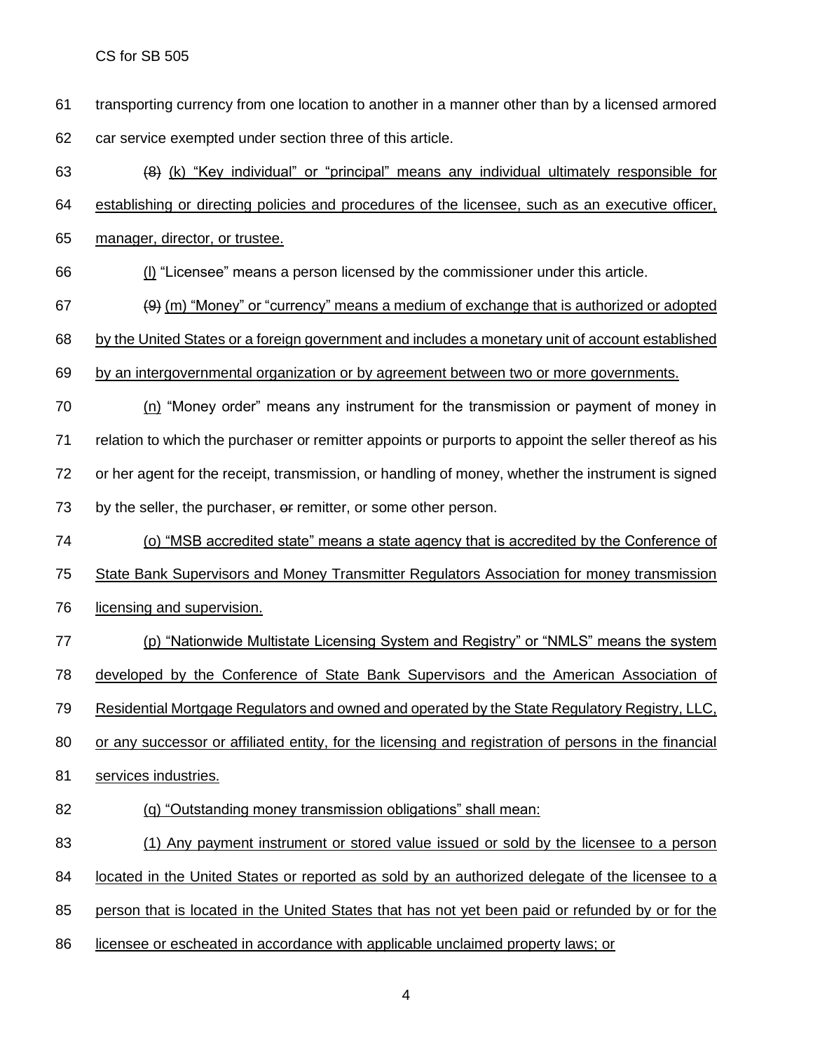transporting currency from one location to another in a manner other than by a licensed armored car service exempted under section three of this article.

~~(8)~~ (k) "Key individual" or "principal" means any individual ultimately responsible for establishing or directing policies and procedures of the licensee, such as an executive officer, manager, director, or trustee.

(l) "Licensee" means a person licensed by the commissioner under this article.

~~(9)~~ (m) "Money" or "currency" means a medium of exchange that is authorized or adopted by the United States or a foreign government and includes a monetary unit of account established by an intergovernmental organization or by agreement between two or more governments.

(n) "Money order" means any instrument for the transmission or payment of money in relation to which the purchaser or remitter appoints or purports to appoint the seller thereof as his or her agent for the receipt, transmission, or handling of money, whether the instrument is signed by the seller, the purchaser, ~~or~~ remitter, or some other person.

(o) "MSB accredited state" means a state agency that is accredited by the Conference of State Bank Supervisors and Money Transmitter Regulators Association for money transmission licensing and supervision.

(p) "Nationwide Multistate Licensing System and Registry" or "NMLS" means the system developed by the Conference of State Bank Supervisors and the American Association of Residential Mortgage Regulators and owned and operated by the State Regulatory Registry, LLC, or any successor or affiliated entity, for the licensing and registration of persons in the financial services industries.

(q) "Outstanding money transmission obligations" shall mean:

(1) Any payment instrument or stored value issued or sold by the licensee to a person located in the United States or reported as sold by an authorized delegate of the licensee to a person that is located in the United States that has not yet been paid or refunded by or for the licensee or escheated in accordance with applicable unclaimed property laws; or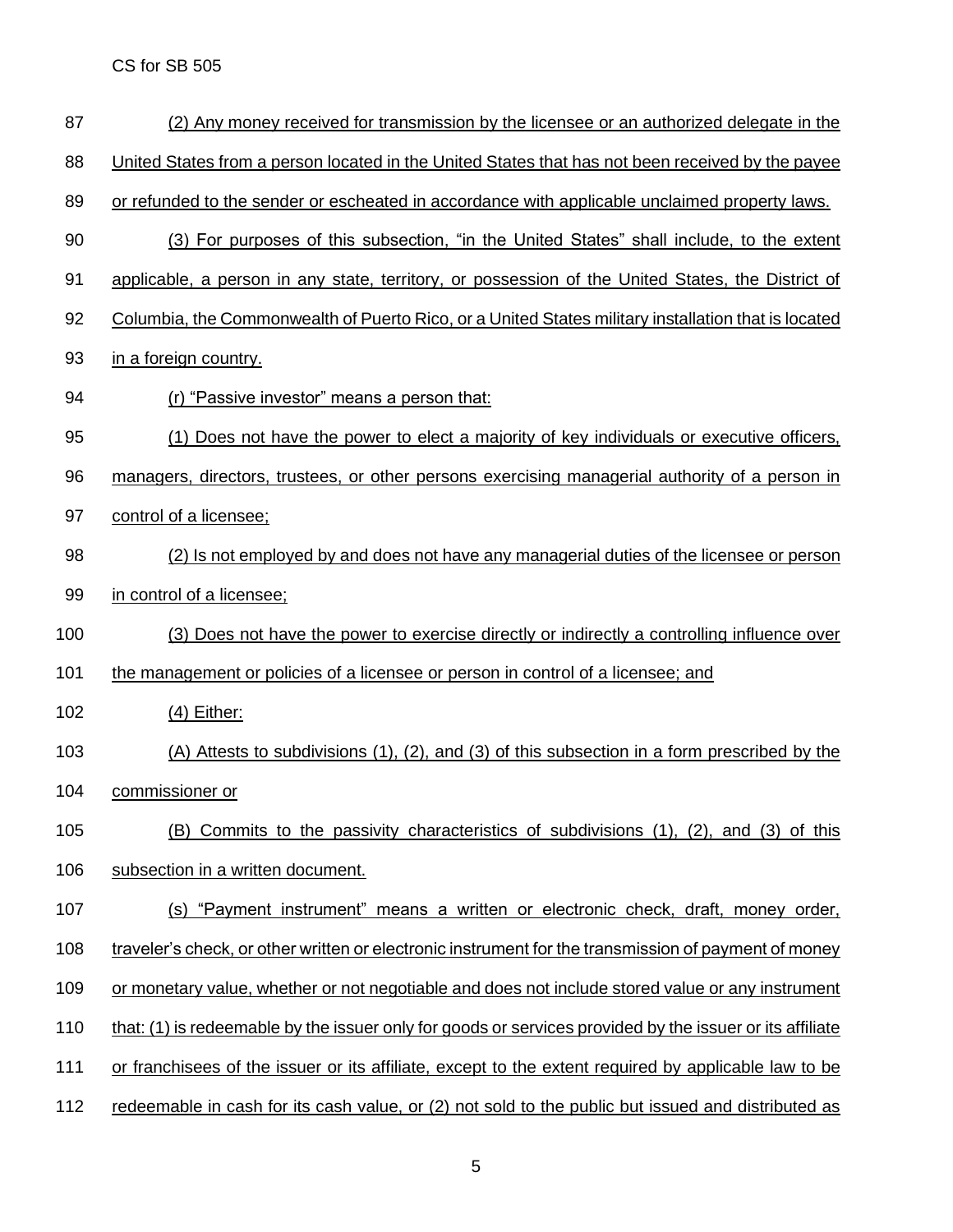(2) Any money received for transmission by the licensee or an authorized delegate in the United States from a person located in the United States that has not been received by the payee or refunded to the sender or escheated in accordance with applicable unclaimed property laws.

(3) For purposes of this subsection, "in the United States" shall include, to the extent applicable, a person in any state, territory, or possession of the United States, the District of Columbia, the Commonwealth of Puerto Rico, or a United States military installation that is located in a foreign country.

(r) "Passive investor" means a person that:

(1) Does not have the power to elect a majority of key individuals or executive officers, managers, directors, trustees, or other persons exercising managerial authority of a person in control of a licensee;

(2) Is not employed by and does not have any managerial duties of the licensee or person in control of a licensee;

(3) Does not have the power to exercise directly or indirectly a controlling influence over the management or policies of a licensee or person in control of a licensee; and

(4) Either:

(A) Attests to subdivisions (1), (2), and (3) of this subsection in a form prescribed by the commissioner or

(B) Commits to the passivity characteristics of subdivisions (1), (2), and (3) of this subsection in a written document.

(s) "Payment instrument" means a written or electronic check, draft, money order, traveler's check, or other written or electronic instrument for the transmission of payment of money or monetary value, whether or not negotiable and does not include stored value or any instrument that: (1) is redeemable by the issuer only for goods or services provided by the issuer or its affiliate or franchisees of the issuer or its affiliate, except to the extent required by applicable law to be redeemable in cash for its cash value, or (2) not sold to the public but issued and distributed as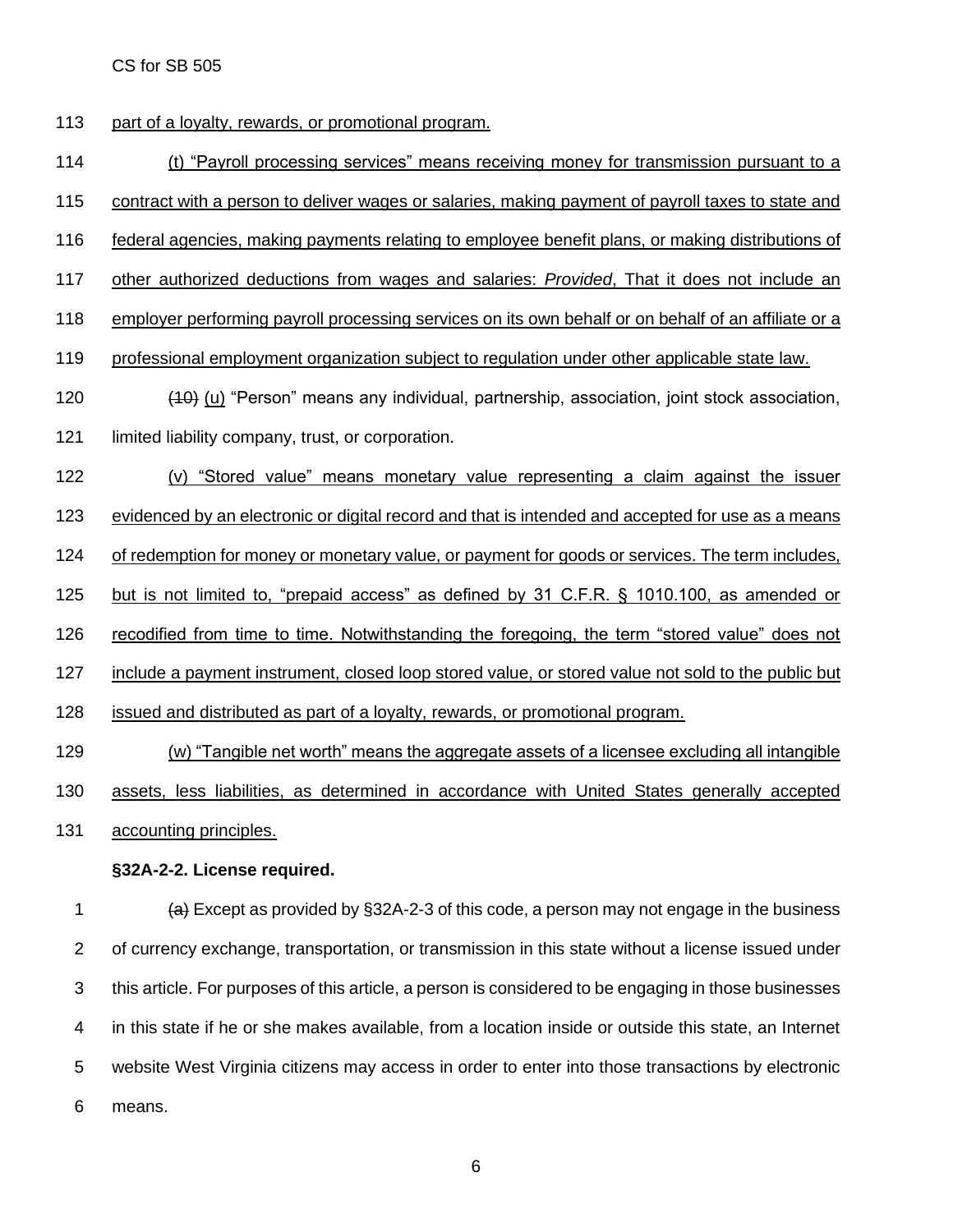part of a loyalty, rewards, or promotional program.

(t) "Payroll processing services" means receiving money for transmission pursuant to a contract with a person to deliver wages or salaries, making payment of payroll taxes to state and federal agencies, making payments relating to employee benefit plans, or making distributions of other authorized deductions from wages and salaries: *Provided*, That it does not include an employer performing payroll processing services on its own behalf or on behalf of an affiliate or a professional employment organization subject to regulation under other applicable state law.

~~(10)~~ (u) "Person" means any individual, partnership, association, joint stock association, limited liability company, trust, or corporation.

(v) "Stored value" means monetary value representing a claim against the issuer evidenced by an electronic or digital record and that is intended and accepted for use as a means of redemption for money or monetary value, or payment for goods or services. The term includes, but is not limited to, "prepaid access" as defined by 31 C.F.R. § 1010.100, as amended or recodified from time to time. Notwithstanding the foregoing, the term "stored value" does not include a payment instrument, closed loop stored value, or stored value not sold to the public but issued and distributed as part of a loyalty, rewards, or promotional program.

(w) "Tangible net worth" means the aggregate assets of a licensee excluding all intangible assets, less liabilities, as determined in accordance with United States generally accepted accounting principles.

**§32A-2-2. License required.**

~~(a)~~ Except as provided by §32A-2-3 of this code, a person may not engage in the business of currency exchange, transportation, or transmission in this state without a license issued under this article. For purposes of this article, a person is considered to be engaging in those businesses in this state if he or she makes available, from a location inside or outside this state, an Internet website West Virginia citizens may access in order to enter into those transactions by electronic means.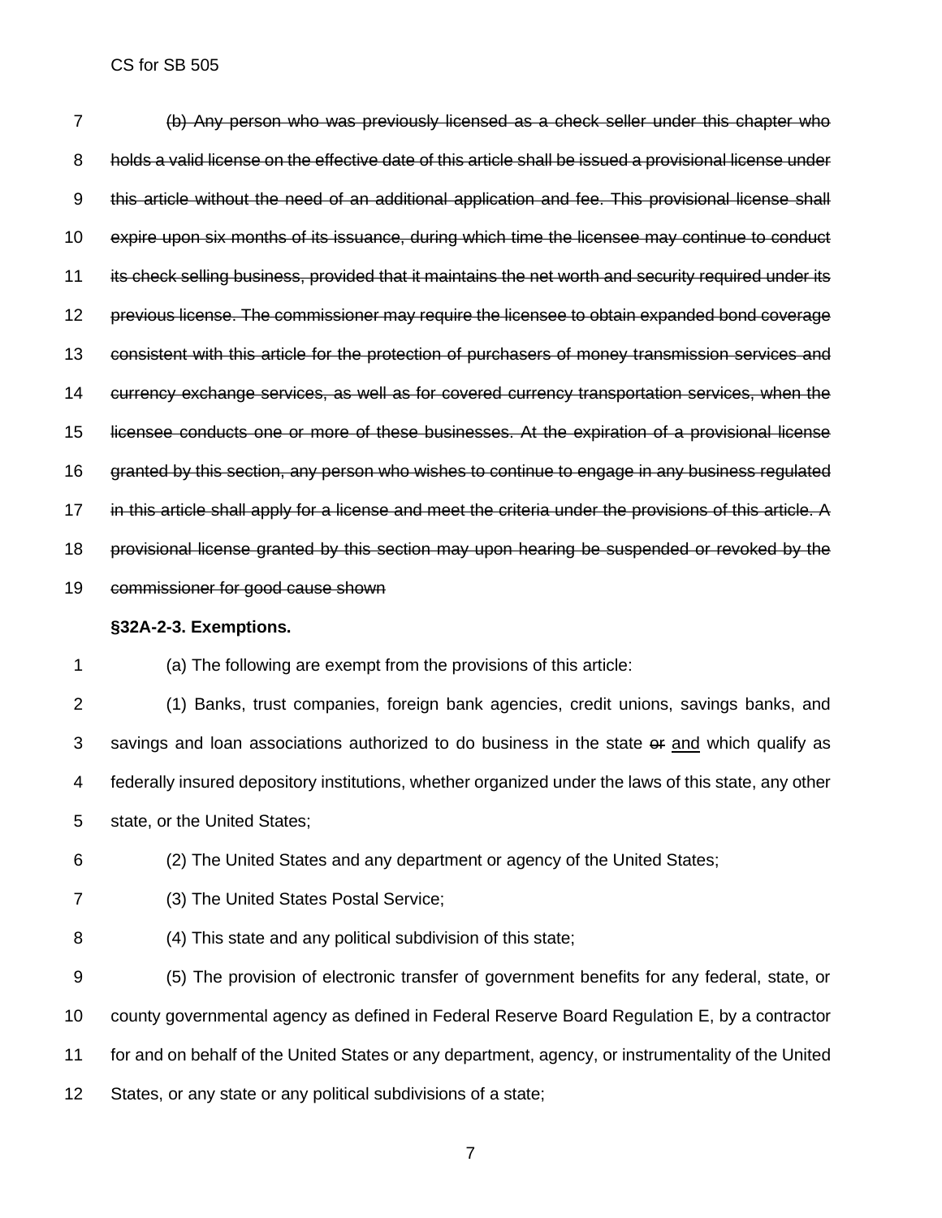~~(b) Any person who was previously licensed as a check seller under this chapter who holds a valid license on the effective date of this article shall be issued a provisional license under this article without the need of an additional application and fee. This provisional license shall expire upon six months of its issuance, during which time the licensee may continue to conduct its check selling business, provided that it maintains the net worth and security required under its previous license. The commissioner may require the licensee to obtain expanded bond coverage consistent with this article for the protection of purchasers of money transmission services and currency exchange services, as well as for covered currency transportation services, when the licensee conducts one or more of these businesses. At the expiration of a provisional license granted by this section, any person who wishes to continue to engage in any business regulated in this article shall apply for a license and meet the criteria under the provisions of this article. A provisional license granted by this section may upon hearing be suspended or revoked by the commissioner for good cause shown~~

**§32A-2-3. Exemptions.**

(a) The following are exempt from the provisions of this article:

(1) Banks, trust companies, foreign bank agencies, credit unions, savings banks, and savings and loan associations authorized to do business in the state ~~or~~ <u>and</u> which qualify as federally insured depository institutions, whether organized under the laws of this state, any other state, or the United States;

(2) The United States and any department or agency of the United States;

(3) The United States Postal Service;

(4) This state and any political subdivision of this state;

(5) The provision of electronic transfer of government benefits for any federal, state, or county governmental agency as defined in Federal Reserve Board Regulation E, by a contractor for and on behalf of the United States or any department, agency, or instrumentality of the United States, or any state or any political subdivisions of a state;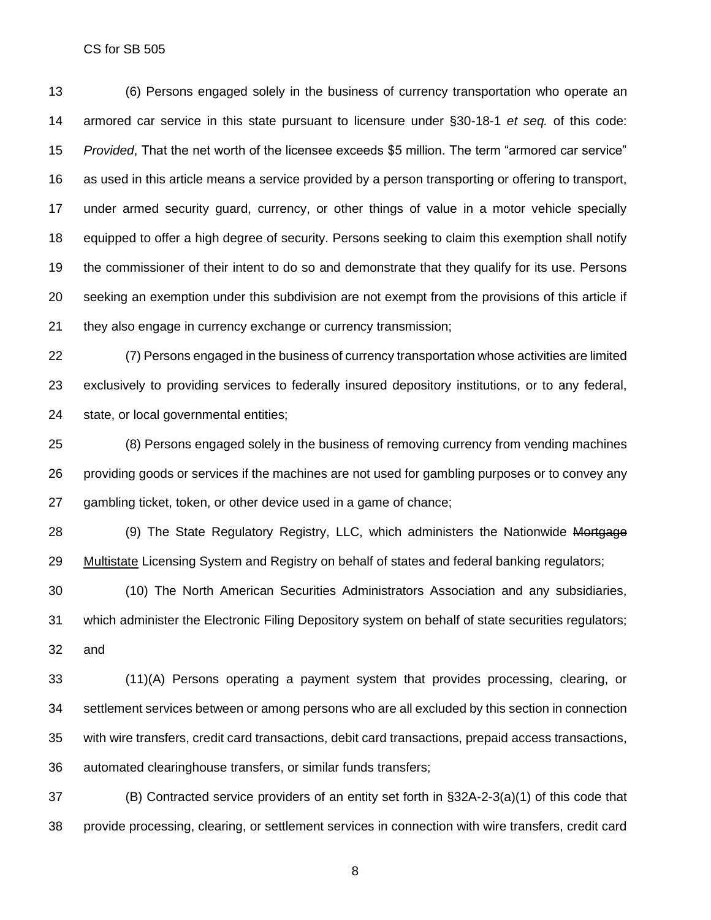(6) Persons engaged solely in the business of currency transportation who operate an armored car service in this state pursuant to licensure under §30-18-1 *et seq.* of this code: *Provided*, That the net worth of the licensee exceeds $5 million. The term "armored car service" as used in this article means a service provided by a person transporting or offering to transport, under armed security guard, currency, or other things of value in a motor vehicle specially equipped to offer a high degree of security. Persons seeking to claim this exemption shall notify the commissioner of their intent to do so and demonstrate that they qualify for its use. Persons seeking an exemption under this subdivision are not exempt from the provisions of this article if they also engage in currency exchange or currency transmission;

(7) Persons engaged in the business of currency transportation whose activities are limited exclusively to providing services to federally insured depository institutions, or to any federal, state, or local governmental entities;

(8) Persons engaged solely in the business of removing currency from vending machines providing goods or services if the machines are not used for gambling purposes or to convey any gambling ticket, token, or other device used in a game of chance;

(9) The State Regulatory Registry, LLC, which administers the Nationwide ~~Mortgage~~ <u>Multistate</u> Licensing System and Registry on behalf of states and federal banking regulators;

(10) The North American Securities Administrators Association and any subsidiaries, which administer the Electronic Filing Depository system on behalf of state securities regulators; and

(11)(A) Persons operating a payment system that provides processing, clearing, or settlement services between or among persons who are all excluded by this section in connection with wire transfers, credit card transactions, debit card transactions, prepaid access transactions, automated clearinghouse transfers, or similar funds transfers;

(B) Contracted service providers of an entity set forth in §32A-2-3(a)(1) of this code that provide processing, clearing, or settlement services in connection with wire transfers, credit card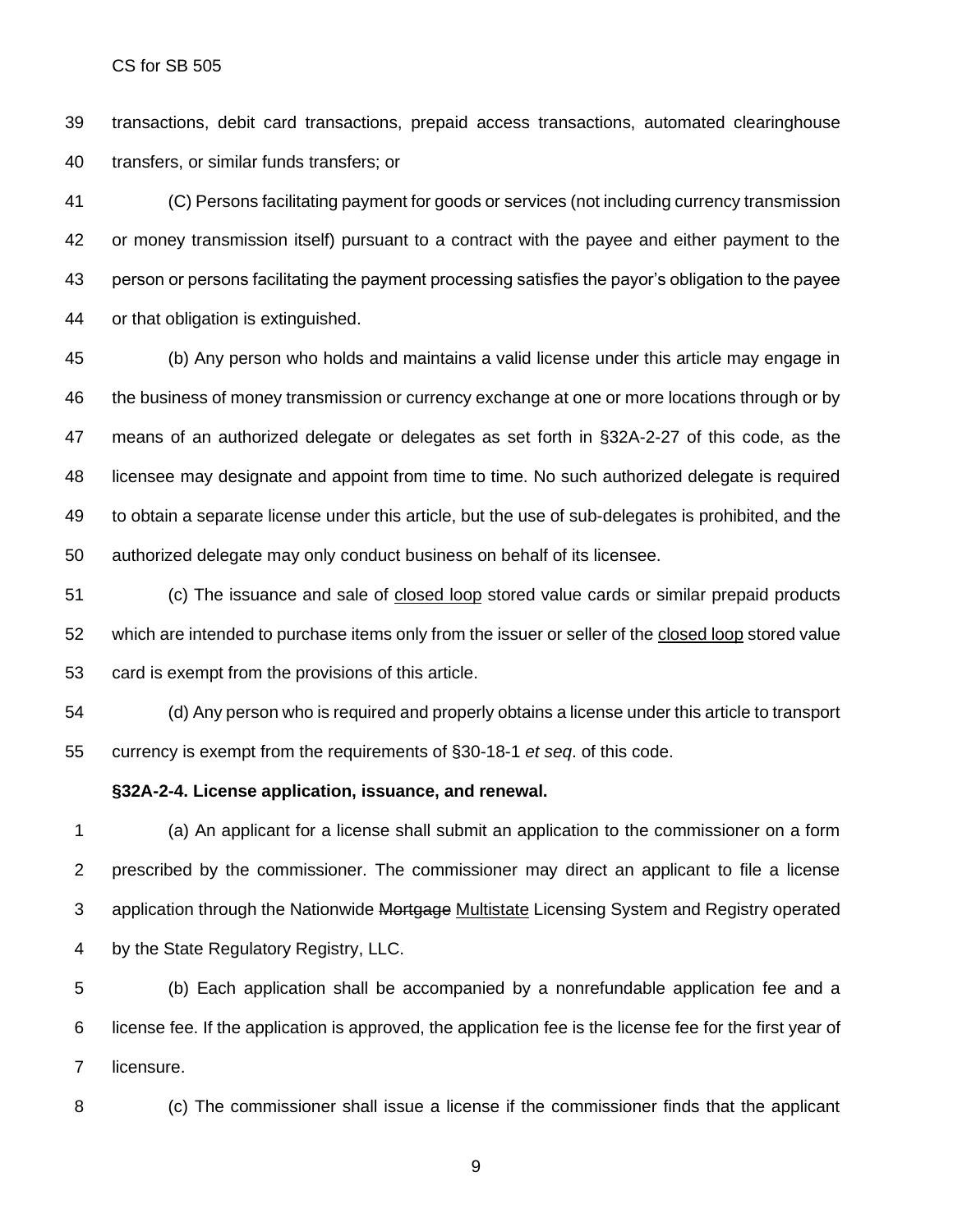transactions, debit card transactions, prepaid access transactions, automated clearinghouse transfers, or similar funds transfers; or

(C) Persons facilitating payment for goods or services (not including currency transmission or money transmission itself) pursuant to a contract with the payee and either payment to the person or persons facilitating the payment processing satisfies the payor's obligation to the payee or that obligation is extinguished.

(b) Any person who holds and maintains a valid license under this article may engage in the business of money transmission or currency exchange at one or more locations through or by means of an authorized delegate or delegates as set forth in §32A-2-27 of this code, as the licensee may designate and appoint from time to time. No such authorized delegate is required to obtain a separate license under this article, but the use of sub-delegates is prohibited, and the authorized delegate may only conduct business on behalf of its licensee.

(c) The issuance and sale of <u>closed loop</u> stored value cards or similar prepaid products which are intended to purchase items only from the issuer or seller of the <u>closed loop</u> stored value card is exempt from the provisions of this article.

(d) Any person who is required and properly obtains a license under this article to transport currency is exempt from the requirements of §30-18-1 *et seq*. of this code.

**§32A-2-4. License application, issuance, and renewal.**

(a) An applicant for a license shall submit an application to the commissioner on a form prescribed by the commissioner. The commissioner may direct an applicant to file a license application through the Nationwide ~~Mortgage~~ <u>Multistate</u> Licensing System and Registry operated by the State Regulatory Registry, LLC.

(b) Each application shall be accompanied by a nonrefundable application fee and a license fee. If the application is approved, the application fee is the license fee for the first year of licensure.

(c) The commissioner shall issue a license if the commissioner finds that the applicant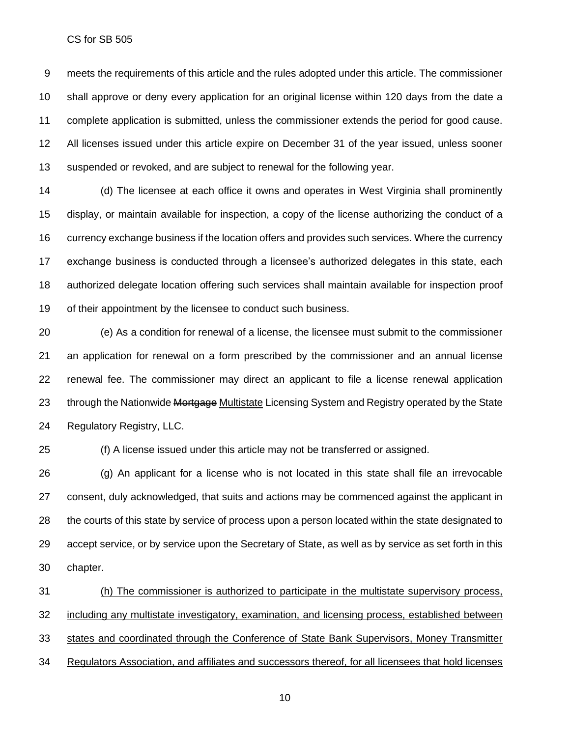meets the requirements of this article and the rules adopted under this article. The commissioner shall approve or deny every application for an original license within 120 days from the date a complete application is submitted, unless the commissioner extends the period for good cause. All licenses issued under this article expire on December 31 of the year issued, unless sooner suspended or revoked, and are subject to renewal for the following year.

(d) The licensee at each office it owns and operates in West Virginia shall prominently display, or maintain available for inspection, a copy of the license authorizing the conduct of a currency exchange business if the location offers and provides such services. Where the currency exchange business is conducted through a licensee's authorized delegates in this state, each authorized delegate location offering such services shall maintain available for inspection proof of their appointment by the licensee to conduct such business.

(e) As a condition for renewal of a license, the licensee must submit to the commissioner an application for renewal on a form prescribed by the commissioner and an annual license renewal fee. The commissioner may direct an applicant to file a license renewal application through the Nationwide ~~Mortgage~~ Multistate Licensing System and Registry operated by the State Regulatory Registry, LLC.

(f) A license issued under this article may not be transferred or assigned.

(g) An applicant for a license who is not located in this state shall file an irrevocable consent, duly acknowledged, that suits and actions may be commenced against the applicant in the courts of this state by service of process upon a person located within the state designated to accept service, or by service upon the Secretary of State, as well as by service as set forth in this chapter.

(h) The commissioner is authorized to participate in the multistate supervisory process, including any multistate investigatory, examination, and licensing process, established between states and coordinated through the Conference of State Bank Supervisors, Money Transmitter Regulators Association, and affiliates and successors thereof, for all licensees that hold licenses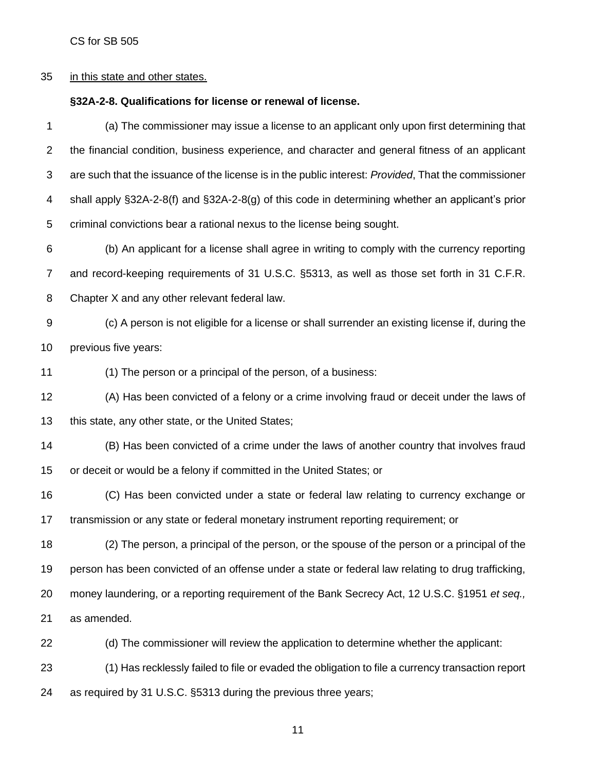<u>in this state and other states.</u>

**§32A-2-8. Qualifications for license or renewal of license.**

(a) The commissioner may issue a license to an applicant only upon first determining that the financial condition, business experience, and character and general fitness of an applicant are such that the issuance of the license is in the public interest: *Provided*, That the commissioner shall apply §32A-2-8(f) and §32A-2-8(g) of this code in determining whether an applicant's prior criminal convictions bear a rational nexus to the license being sought.

(b) An applicant for a license shall agree in writing to comply with the currency reporting and record-keeping requirements of 31 U.S.C. §5313, as well as those set forth in 31 C.F.R. Chapter X and any other relevant federal law.

(c) A person is not eligible for a license or shall surrender an existing license if, during the previous five years:

(1) The person or a principal of the person, of a business:

(A) Has been convicted of a felony or a crime involving fraud or deceit under the laws of this state, any other state, or the United States;

(B) Has been convicted of a crime under the laws of another country that involves fraud or deceit or would be a felony if committed in the United States; or

(C) Has been convicted under a state or federal law relating to currency exchange or transmission or any state or federal monetary instrument reporting requirement; or

(2) The person, a principal of the person, or the spouse of the person or a principal of the person has been convicted of an offense under a state or federal law relating to drug trafficking, money laundering, or a reporting requirement of the Bank Secrecy Act, 12 U.S.C. §1951 *et seq.,* as amended.

(d) The commissioner will review the application to determine whether the applicant:

(1) Has recklessly failed to file or evaded the obligation to file a currency transaction report as required by 31 U.S.C. §5313 during the previous three years;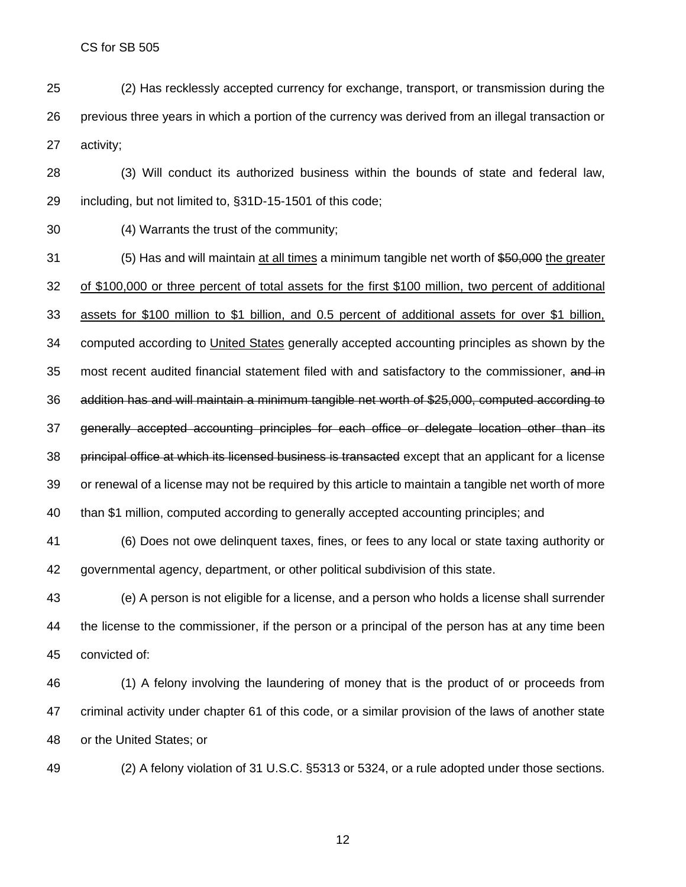(2) Has recklessly accepted currency for exchange, transport, or transmission during the previous three years in which a portion of the currency was derived from an illegal transaction or activity;

(3) Will conduct its authorized business within the bounds of state and federal law, including, but not limited to, §31D-15-1501 of this code;

(4) Warrants the trust of the community;

(5) Has and will maintain <u>at all times</u> a minimum tangible net worth of ~~$50,000~~ <u>the greater of $100,000 or three percent of total assets for the first $100 million, two percent of additional assets for $100 million to $1 billion, and 0.5 percent of additional assets for over $1 billion,</u> computed according to <u>United States</u> generally accepted accounting principles as shown by the most recent audited financial statement filed with and satisfactory to the commissioner, ~~and in addition has and will maintain a minimum tangible net worth of $25,000, computed according to generally accepted accounting principles for each office or delegate location other than its principal office at which its licensed business is transacted~~ except that an applicant for a license or renewal of a license may not be required by this article to maintain a tangible net worth of more than $1 million, computed according to generally accepted accounting principles; and

(6) Does not owe delinquent taxes, fines, or fees to any local or state taxing authority or governmental agency, department, or other political subdivision of this state.

(e) A person is not eligible for a license, and a person who holds a license shall surrender the license to the commissioner, if the person or a principal of the person has at any time been convicted of:

(1) A felony involving the laundering of money that is the product of or proceeds from criminal activity under chapter 61 of this code, or a similar provision of the laws of another state or the United States; or

(2) A felony violation of 31 U.S.C. §5313 or 5324, or a rule adopted under those sections.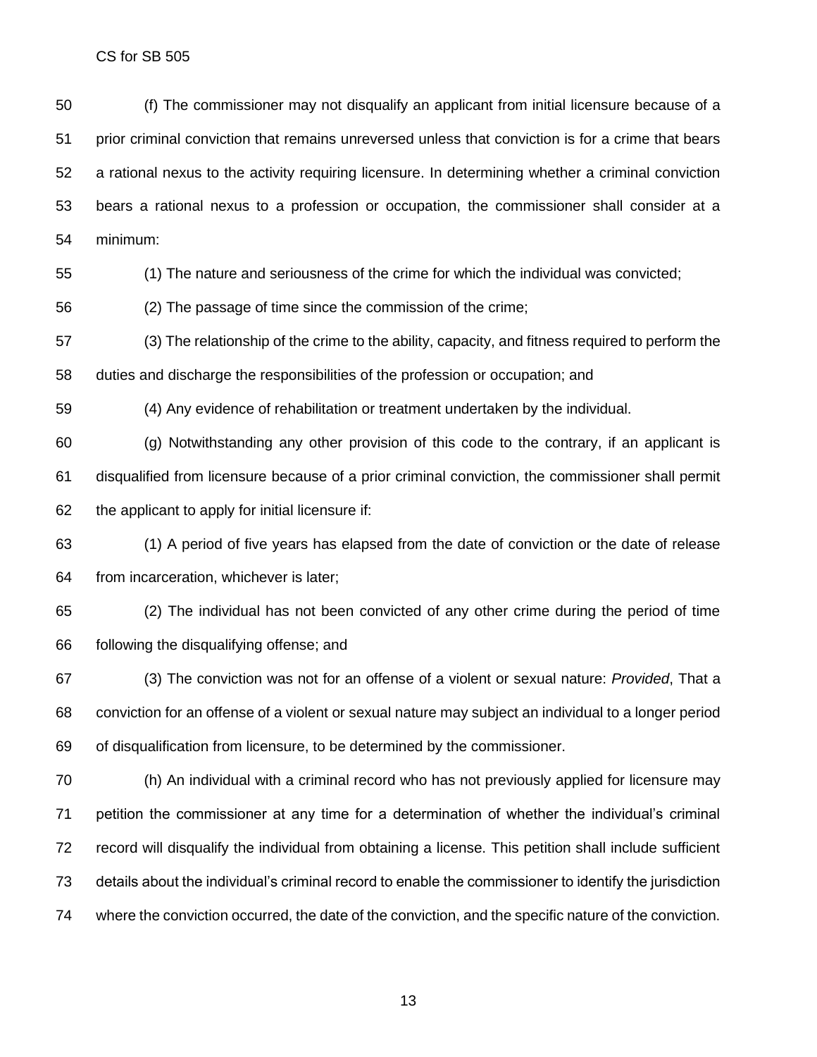(f) The commissioner may not disqualify an applicant from initial licensure because of a prior criminal conviction that remains unreversed unless that conviction is for a crime that bears a rational nexus to the activity requiring licensure. In determining whether a criminal conviction bears a rational nexus to a profession or occupation, the commissioner shall consider at a minimum:

(1) The nature and seriousness of the crime for which the individual was convicted;

(2) The passage of time since the commission of the crime;

(3) The relationship of the crime to the ability, capacity, and fitness required to perform the duties and discharge the responsibilities of the profession or occupation; and

(4) Any evidence of rehabilitation or treatment undertaken by the individual.

(g) Notwithstanding any other provision of this code to the contrary, if an applicant is disqualified from licensure because of a prior criminal conviction, the commissioner shall permit the applicant to apply for initial licensure if:

(1) A period of five years has elapsed from the date of conviction or the date of release from incarceration, whichever is later;

(2) The individual has not been convicted of any other crime during the period of time following the disqualifying offense; and

(3) The conviction was not for an offense of a violent or sexual nature: *Provided*, That a conviction for an offense of a violent or sexual nature may subject an individual to a longer period of disqualification from licensure, to be determined by the commissioner.

(h) An individual with a criminal record who has not previously applied for licensure may petition the commissioner at any time for a determination of whether the individual's criminal record will disqualify the individual from obtaining a license. This petition shall include sufficient details about the individual's criminal record to enable the commissioner to identify the jurisdiction where the conviction occurred, the date of the conviction, and the specific nature of the conviction.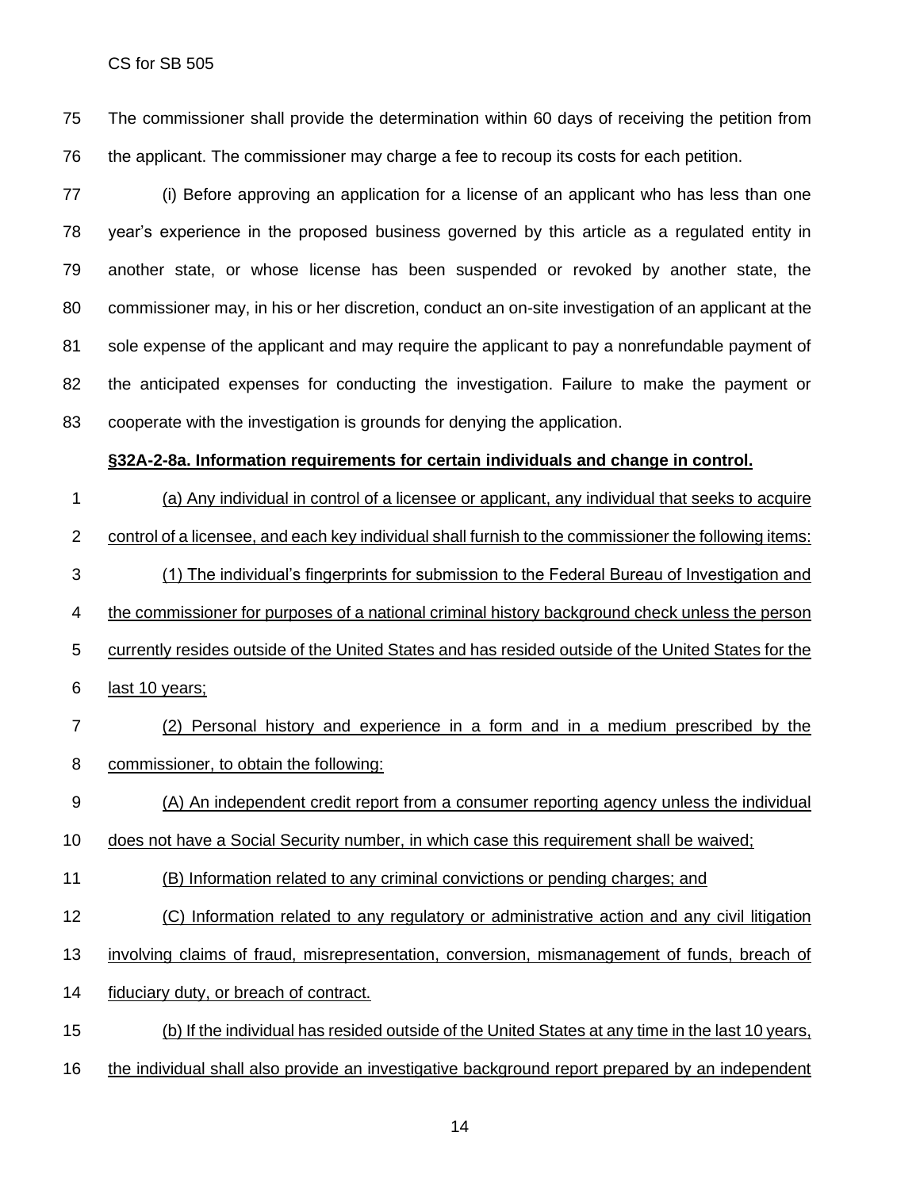The commissioner shall provide the determination within 60 days of receiving the petition from the applicant. The commissioner may charge a fee to recoup its costs for each petition.

(i) Before approving an application for a license of an applicant who has less than one year's experience in the proposed business governed by this article as a regulated entity in another state, or whose license has been suspended or revoked by another state, the commissioner may, in his or her discretion, conduct an on-site investigation of an applicant at the sole expense of the applicant and may require the applicant to pay a nonrefundable payment of the anticipated expenses for conducting the investigation. Failure to make the payment or cooperate with the investigation is grounds for denying the application.

**§32A-2-8a. Information requirements for certain individuals and change in control.**

(a) Any individual in control of a licensee or applicant, any individual that seeks to acquire control of a licensee, and each key individual shall furnish to the commissioner the following items:

(1) The individual's fingerprints for submission to the Federal Bureau of Investigation and the commissioner for purposes of a national criminal history background check unless the person currently resides outside of the United States and has resided outside of the United States for the last 10 years;

(2) Personal history and experience in a form and in a medium prescribed by the commissioner, to obtain the following:

(A) An independent credit report from a consumer reporting agency unless the individual does not have a Social Security number, in which case this requirement shall be waived;

(B) Information related to any criminal convictions or pending charges; and

(C) Information related to any regulatory or administrative action and any civil litigation involving claims of fraud, misrepresentation, conversion, mismanagement of funds, breach of fiduciary duty, or breach of contract.

(b) If the individual has resided outside of the United States at any time in the last 10 years, the individual shall also provide an investigative background report prepared by an independent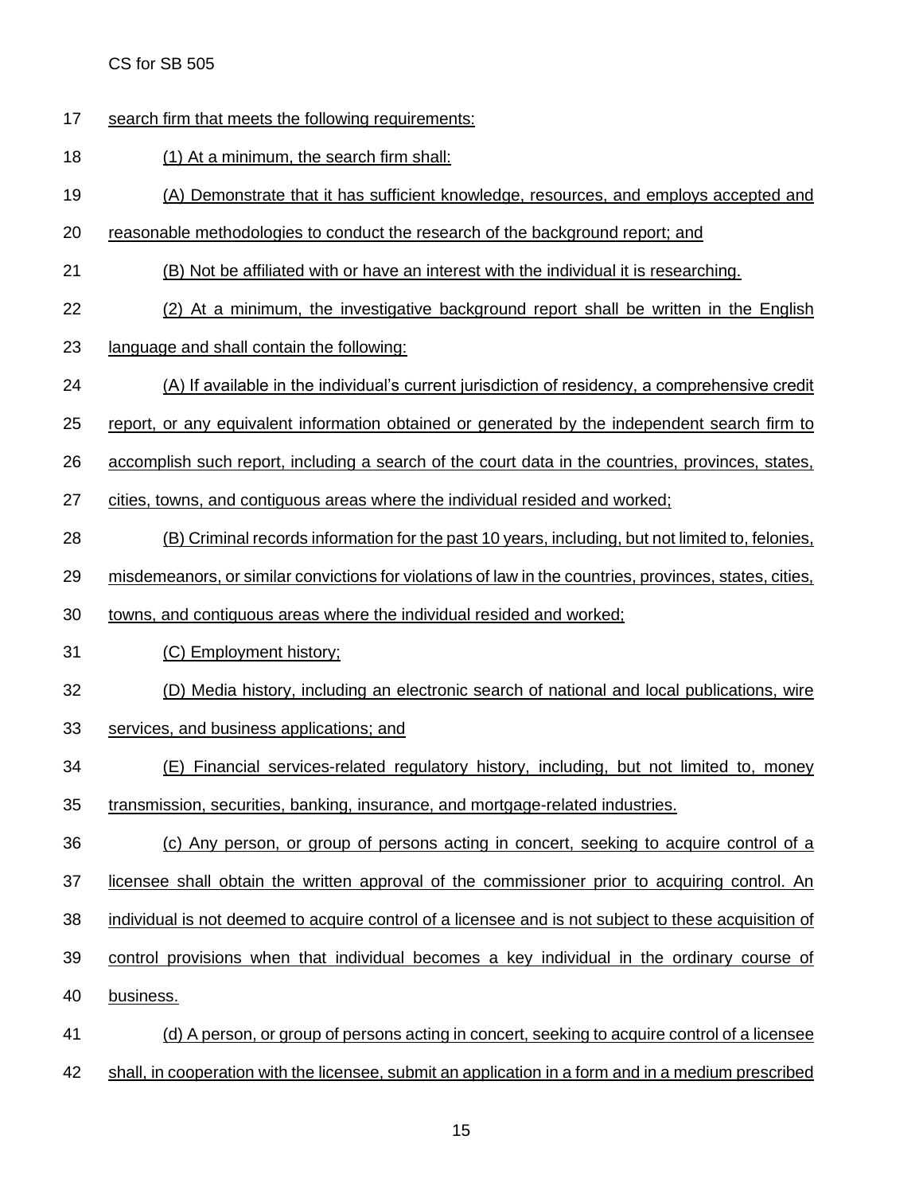search firm that meets the following requirements:

(1) At a minimum, the search firm shall:

(A) Demonstrate that it has sufficient knowledge, resources, and employs accepted and reasonable methodologies to conduct the research of the background report; and

(B) Not be affiliated with or have an interest with the individual it is researching.

(2) At a minimum, the investigative background report shall be written in the English language and shall contain the following:

(A) If available in the individual's current jurisdiction of residency, a comprehensive credit report, or any equivalent information obtained or generated by the independent search firm to accomplish such report, including a search of the court data in the countries, provinces, states, cities, towns, and contiguous areas where the individual resided and worked;

(B) Criminal records information for the past 10 years, including, but not limited to, felonies, misdemeanors, or similar convictions for violations of law in the countries, provinces, states, cities, towns, and contiguous areas where the individual resided and worked;

(C) Employment history;

(D) Media history, including an electronic search of national and local publications, wire services, and business applications; and

(E) Financial services-related regulatory history, including, but not limited to, money transmission, securities, banking, insurance, and mortgage-related industries.

(c) Any person, or group of persons acting in concert, seeking to acquire control of a licensee shall obtain the written approval of the commissioner prior to acquiring control. An individual is not deemed to acquire control of a licensee and is not subject to these acquisition of control provisions when that individual becomes a key individual in the ordinary course of business.

(d) A person, or group of persons acting in concert, seeking to acquire control of a licensee shall, in cooperation with the licensee, submit an application in a form and in a medium prescribed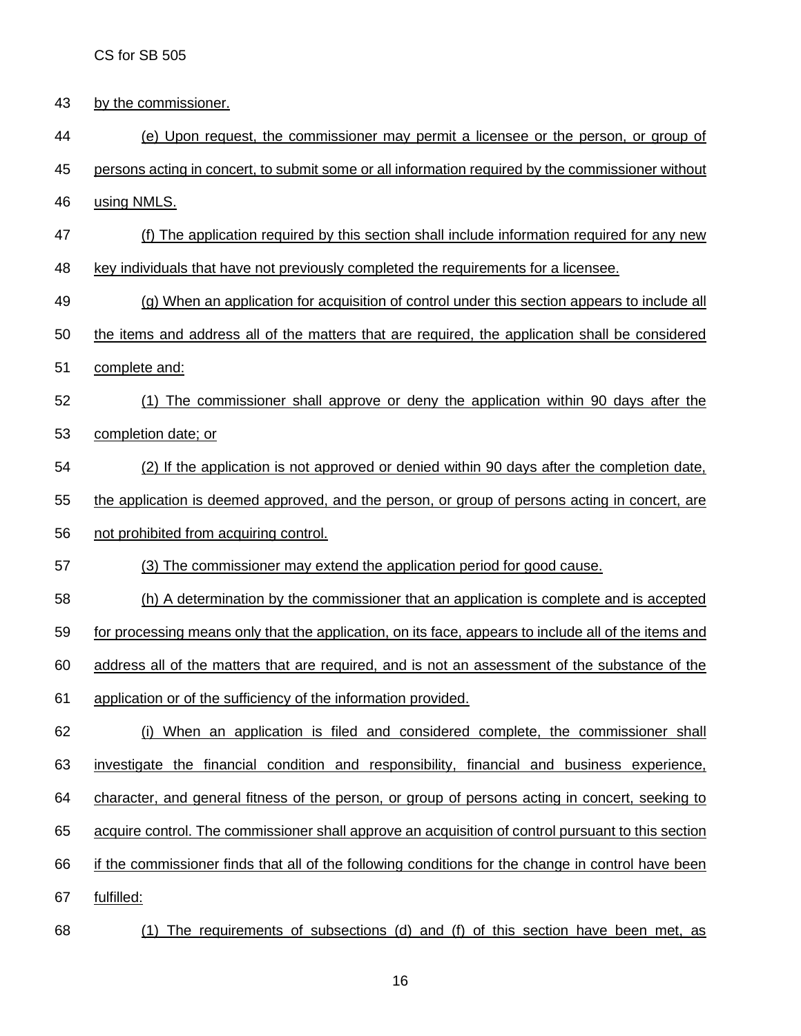by the commissioner.

(e) Upon request, the commissioner may permit a licensee or the person, or group of persons acting in concert, to submit some or all information required by the commissioner without using NMLS.

(f) The application required by this section shall include information required for any new key individuals that have not previously completed the requirements for a licensee.

(g) When an application for acquisition of control under this section appears to include all the items and address all of the matters that are required, the application shall be considered complete and:

(1) The commissioner shall approve or deny the application within 90 days after the completion date; or

(2) If the application is not approved or denied within 90 days after the completion date, the application is deemed approved, and the person, or group of persons acting in concert, are not prohibited from acquiring control.

(3) The commissioner may extend the application period for good cause.

(h) A determination by the commissioner that an application is complete and is accepted for processing means only that the application, on its face, appears to include all of the items and address all of the matters that are required, and is not an assessment of the substance of the application or of the sufficiency of the information provided.

(i) When an application is filed and considered complete, the commissioner shall investigate the financial condition and responsibility, financial and business experience, character, and general fitness of the person, or group of persons acting in concert, seeking to acquire control. The commissioner shall approve an acquisition of control pursuant to this section if the commissioner finds that all of the following conditions for the change in control have been fulfilled:

(1) The requirements of subsections (d) and (f) of this section have been met, as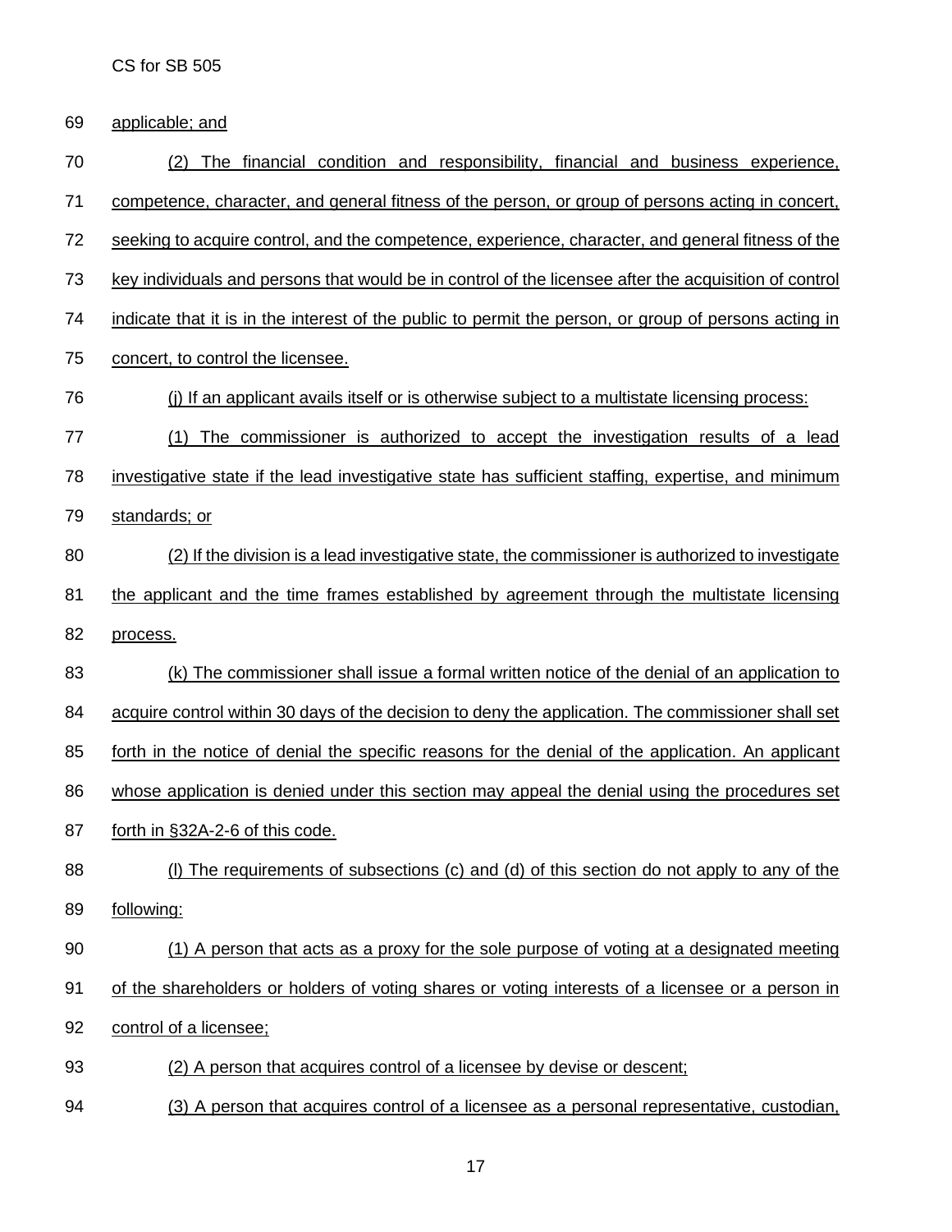applicable; and

(2) The financial condition and responsibility, financial and business experience, competence, character, and general fitness of the person, or group of persons acting in concert, seeking to acquire control, and the competence, experience, character, and general fitness of the key individuals and persons that would be in control of the licensee after the acquisition of control indicate that it is in the interest of the public to permit the person, or group of persons acting in concert, to control the licensee.

(j) If an applicant avails itself or is otherwise subject to a multistate licensing process:

(1) The commissioner is authorized to accept the investigation results of a lead investigative state if the lead investigative state has sufficient staffing, expertise, and minimum standards; or

(2) If the division is a lead investigative state, the commissioner is authorized to investigate the applicant and the time frames established by agreement through the multistate licensing process.

(k) The commissioner shall issue a formal written notice of the denial of an application to acquire control within 30 days of the decision to deny the application. The commissioner shall set forth in the notice of denial the specific reasons for the denial of the application. An applicant whose application is denied under this section may appeal the denial using the procedures set forth in §32A-2-6 of this code.

(l) The requirements of subsections (c) and (d) of this section do not apply to any of the following:

(1) A person that acts as a proxy for the sole purpose of voting at a designated meeting of the shareholders or holders of voting shares or voting interests of a licensee or a person in control of a licensee;

(2) A person that acquires control of a licensee by devise or descent;

(3) A person that acquires control of a licensee as a personal representative, custodian,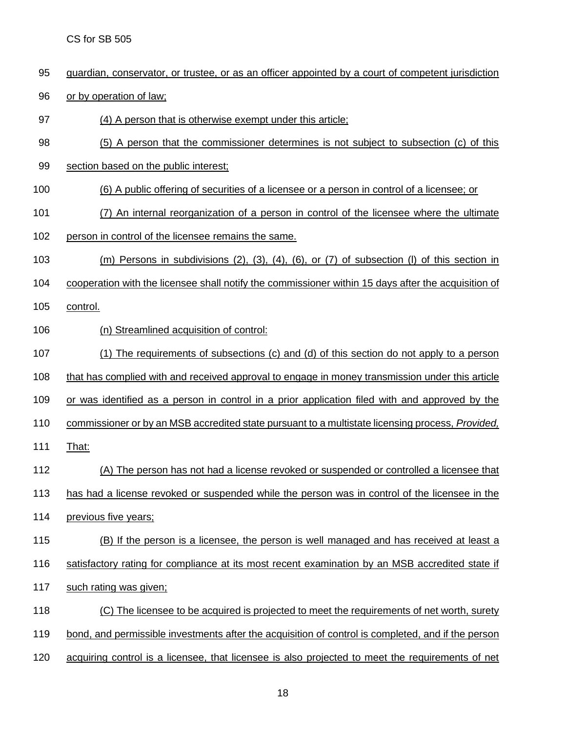guardian, conservator, or trustee, or as an officer appointed by a court of competent jurisdiction or by operation of law;

(4) A person that is otherwise exempt under this article;

(5) A person that the commissioner determines is not subject to subsection (c) of this section based on the public interest;

(6) A public offering of securities of a licensee or a person in control of a licensee; or

(7) An internal reorganization of a person in control of the licensee where the ultimate person in control of the licensee remains the same.

(m) Persons in subdivisions (2), (3), (4), (6), or (7) of subsection (l) of this section in cooperation with the licensee shall notify the commissioner within 15 days after the acquisition of control.

(n) Streamlined acquisition of control:

(1) The requirements of subsections (c) and (d) of this section do not apply to a person that has complied with and received approval to engage in money transmission under this article or was identified as a person in control in a prior application filed with and approved by the commissioner or by an MSB accredited state pursuant to a multistate licensing process, *Provided,* That:

(A) The person has not had a license revoked or suspended or controlled a licensee that has had a license revoked or suspended while the person was in control of the licensee in the previous five years;

(B) If the person is a licensee, the person is well managed and has received at least a satisfactory rating for compliance at its most recent examination by an MSB accredited state if such rating was given;

(C) The licensee to be acquired is projected to meet the requirements of net worth, surety bond, and permissible investments after the acquisition of control is completed, and if the person acquiring control is a licensee, that licensee is also projected to meet the requirements of net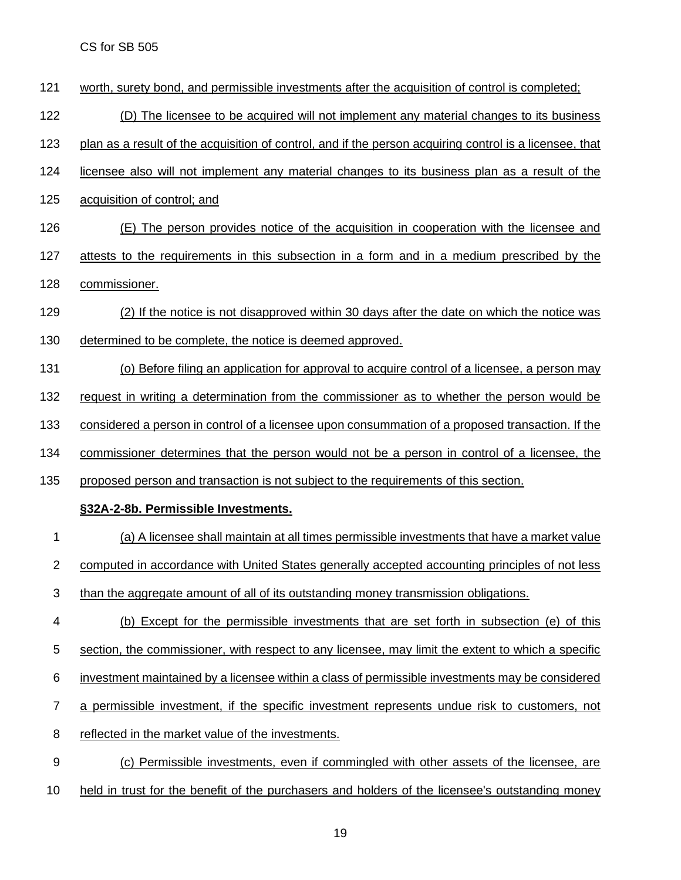worth, surety bond, and permissible investments after the acquisition of control is completed;

(D) The licensee to be acquired will not implement any material changes to its business plan as a result of the acquisition of control, and if the person acquiring control is a licensee, that licensee also will not implement any material changes to its business plan as a result of the acquisition of control; and

(E) The person provides notice of the acquisition in cooperation with the licensee and attests to the requirements in this subsection in a form and in a medium prescribed by the commissioner.

(2) If the notice is not disapproved within 30 days after the date on which the notice was determined to be complete, the notice is deemed approved.

(o) Before filing an application for approval to acquire control of a licensee, a person may request in writing a determination from the commissioner as to whether the person would be considered a person in control of a licensee upon consummation of a proposed transaction. If the commissioner determines that the person would not be a person in control of a licensee, the proposed person and transaction is not subject to the requirements of this section.

**§32A-2-8b. Permissible Investments.**

(a) A licensee shall maintain at all times permissible investments that have a market value computed in accordance with United States generally accepted accounting principles of not less than the aggregate amount of all of its outstanding money transmission obligations.

(b) Except for the permissible investments that are set forth in subsection (e) of this section, the commissioner, with respect to any licensee, may limit the extent to which a specific investment maintained by a licensee within a class of permissible investments may be considered a permissible investment, if the specific investment represents undue risk to customers, not reflected in the market value of the investments.

(c) Permissible investments, even if commingled with other assets of the licensee, are held in trust for the benefit of the purchasers and holders of the licensee's outstanding money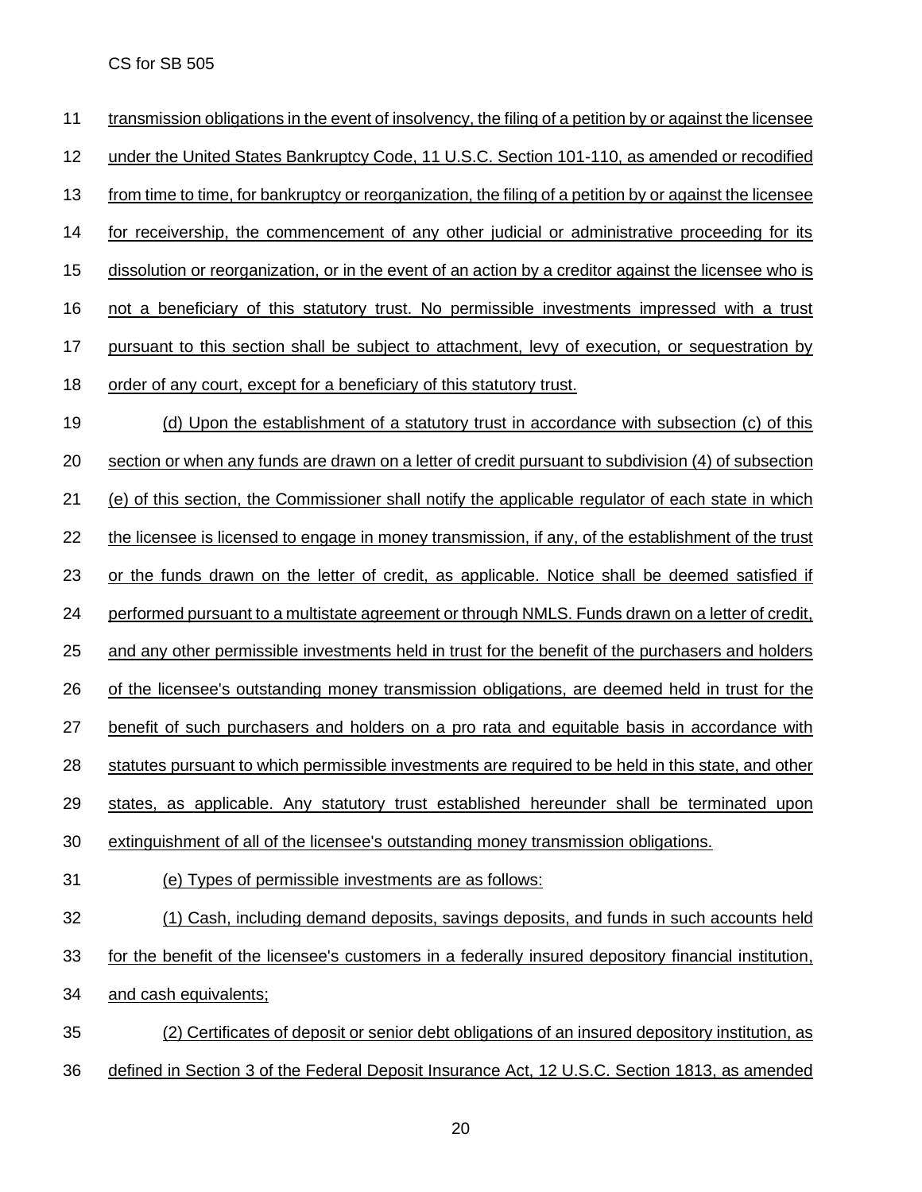transmission obligations in the event of insolvency, the filing of a petition by or against the licensee under the United States Bankruptcy Code, 11 U.S.C. Section 101-110, as amended or recodified from time to time, for bankruptcy or reorganization, the filing of a petition by or against the licensee for receivership, the commencement of any other judicial or administrative proceeding for its dissolution or reorganization, or in the event of an action by a creditor against the licensee who is not a beneficiary of this statutory trust. No permissible investments impressed with a trust pursuant to this section shall be subject to attachment, levy of execution, or sequestration by order of any court, except for a beneficiary of this statutory trust.

(d) Upon the establishment of a statutory trust in accordance with subsection (c) of this section or when any funds are drawn on a letter of credit pursuant to subdivision (4) of subsection (e) of this section, the Commissioner shall notify the applicable regulator of each state in which the licensee is licensed to engage in money transmission, if any, of the establishment of the trust or the funds drawn on the letter of credit, as applicable. Notice shall be deemed satisfied if performed pursuant to a multistate agreement or through NMLS. Funds drawn on a letter of credit, and any other permissible investments held in trust for the benefit of the purchasers and holders of the licensee's outstanding money transmission obligations, are deemed held in trust for the benefit of such purchasers and holders on a pro rata and equitable basis in accordance with statutes pursuant to which permissible investments are required to be held in this state, and other states, as applicable. Any statutory trust established hereunder shall be terminated upon extinguishment of all of the licensee's outstanding money transmission obligations.

(e) Types of permissible investments are as follows:

(1) Cash, including demand deposits, savings deposits, and funds in such accounts held for the benefit of the licensee's customers in a federally insured depository financial institution, and cash equivalents;

(2) Certificates of deposit or senior debt obligations of an insured depository institution, as defined in Section 3 of the Federal Deposit Insurance Act, 12 U.S.C. Section 1813, as amended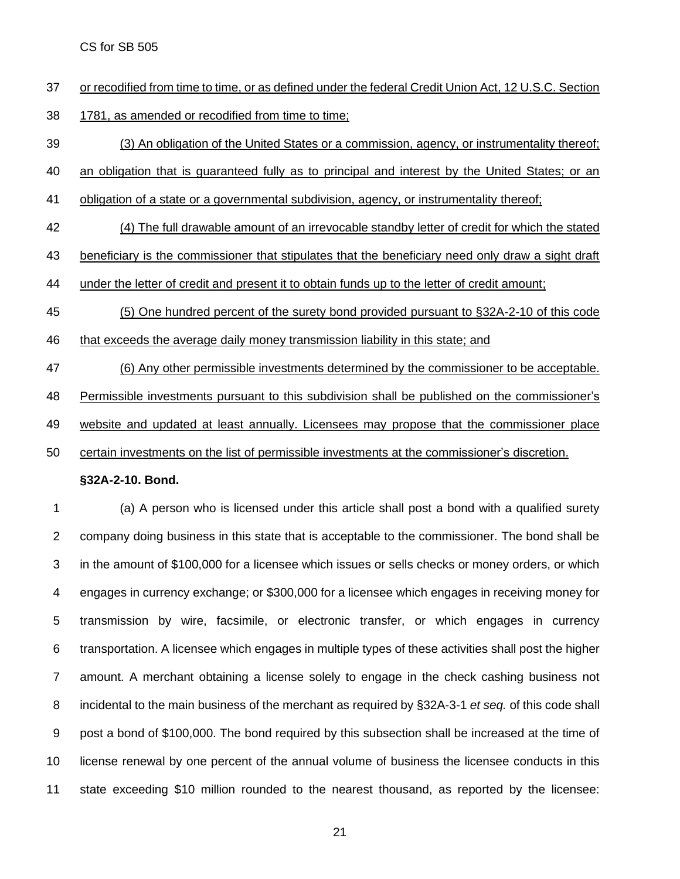or recodified from time to time, or as defined under the federal Credit Union Act, 12 U.S.C. Section 1781, as amended or recodified from time to time;

(3) An obligation of the United States or a commission, agency, or instrumentality thereof; an obligation that is guaranteed fully as to principal and interest by the United States; or an obligation of a state or a governmental subdivision, agency, or instrumentality thereof;

(4) The full drawable amount of an irrevocable standby letter of credit for which the stated beneficiary is the commissioner that stipulates that the beneficiary need only draw a sight draft under the letter of credit and present it to obtain funds up to the letter of credit amount;

(5) One hundred percent of the surety bond provided pursuant to §32A-2-10 of this code that exceeds the average daily money transmission liability in this state; and

(6) Any other permissible investments determined by the commissioner to be acceptable. Permissible investments pursuant to this subdivision shall be published on the commissioner's website and updated at least annually. Licensees may propose that the commissioner place certain investments on the list of permissible investments at the commissioner's discretion.

**§32A-2-10. Bond.**

(a) A person who is licensed under this article shall post a bond with a qualified surety company doing business in this state that is acceptable to the commissioner. The bond shall be in the amount of $100,000 for a licensee which issues or sells checks or money orders, or which engages in currency exchange; or $300,000 for a licensee which engages in receiving money for transmission by wire, facsimile, or electronic transfer, or which engages in currency transportation. A licensee which engages in multiple types of these activities shall post the higher amount. A merchant obtaining a license solely to engage in the check cashing business not incidental to the main business of the merchant as required by §32A-3-1 *et seq.* of this code shall post a bond of $100,000. The bond required by this subsection shall be increased at the time of license renewal by one percent of the annual volume of business the licensee conducts in this state exceeding $10 million rounded to the nearest thousand, as reported by the licensee: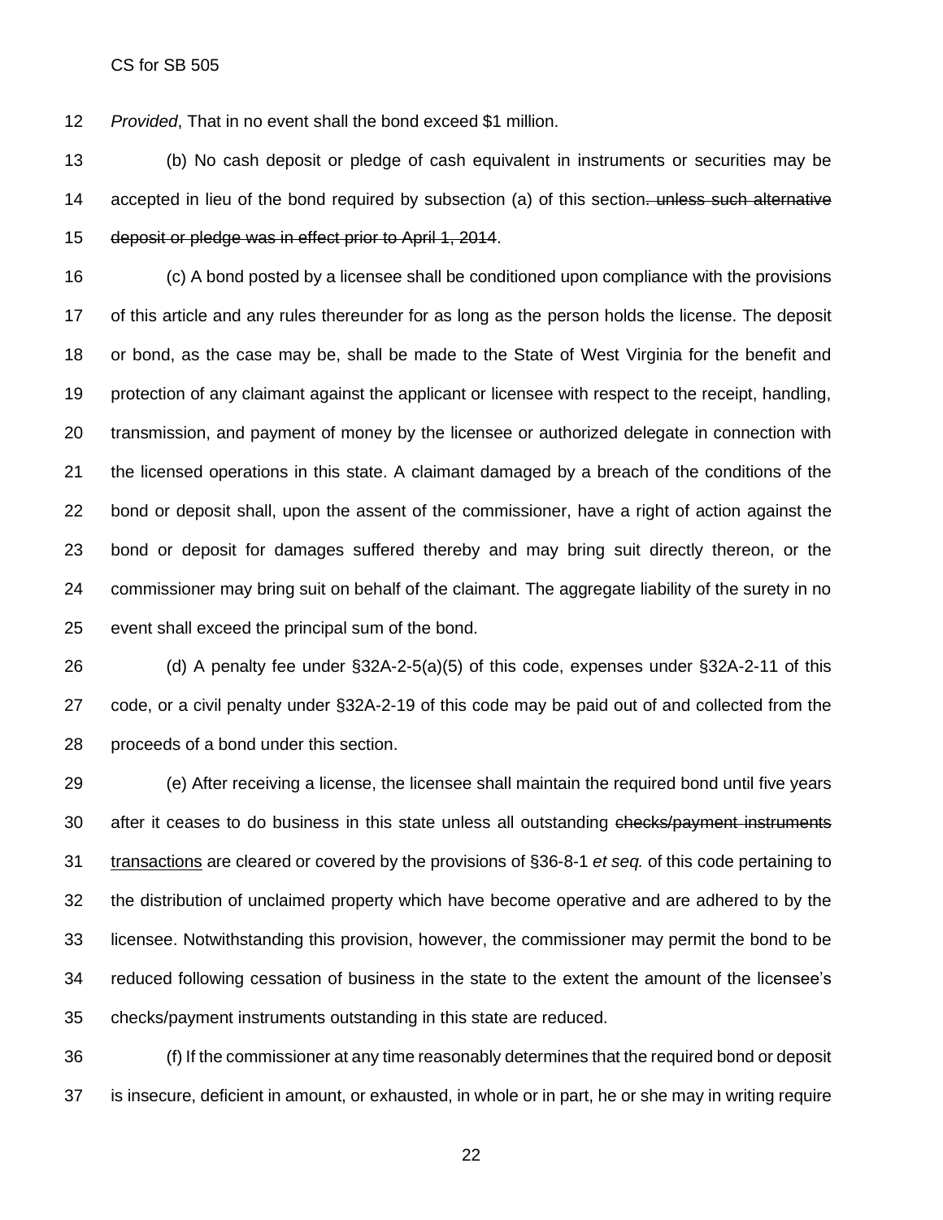*Provided*, That in no event shall the bond exceed $1 million.

(b) No cash deposit or pledge of cash equivalent in instruments or securities may be accepted in lieu of the bond required by subsection (a) of this section~~. unless such alternative deposit or pledge was in effect prior to April 1, 2014~~.

(c) A bond posted by a licensee shall be conditioned upon compliance with the provisions of this article and any rules thereunder for as long as the person holds the license. The deposit or bond, as the case may be, shall be made to the State of West Virginia for the benefit and protection of any claimant against the applicant or licensee with respect to the receipt, handling, transmission, and payment of money by the licensee or authorized delegate in connection with the licensed operations in this state. A claimant damaged by a breach of the conditions of the bond or deposit shall, upon the assent of the commissioner, have a right of action against the bond or deposit for damages suffered thereby and may bring suit directly thereon, or the commissioner may bring suit on behalf of the claimant. The aggregate liability of the surety in no event shall exceed the principal sum of the bond.

(d) A penalty fee under §32A-2-5(a)(5) of this code, expenses under §32A-2-11 of this code, or a civil penalty under §32A-2-19 of this code may be paid out of and collected from the proceeds of a bond under this section.

(e) After receiving a license, the licensee shall maintain the required bond until five years after it ceases to do business in this state unless all outstanding ~~checks/payment instruments~~ <u>transactions</u> are cleared or covered by the provisions of §36-8-1 *et seq.* of this code pertaining to the distribution of unclaimed property which have become operative and are adhered to by the licensee. Notwithstanding this provision, however, the commissioner may permit the bond to be reduced following cessation of business in the state to the extent the amount of the licensee's checks/payment instruments outstanding in this state are reduced.

(f) If the commissioner at any time reasonably determines that the required bond or deposit is insecure, deficient in amount, or exhausted, in whole or in part, he or she may in writing require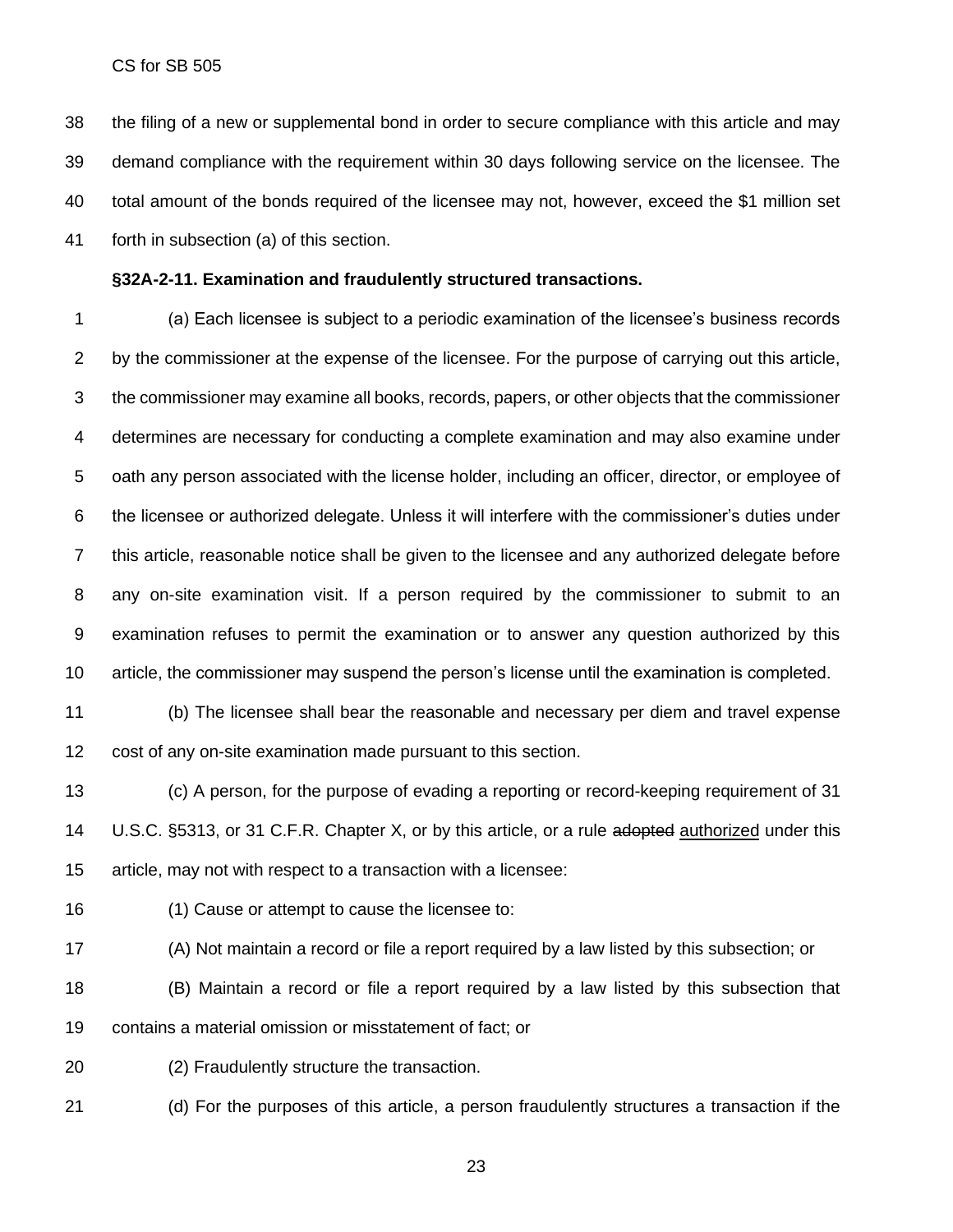the filing of a new or supplemental bond in order to secure compliance with this article and may demand compliance with the requirement within 30 days following service on the licensee. The total amount of the bonds required of the licensee may not, however, exceed the $1 million set forth in subsection (a) of this section.

**§32A-2-11. Examination and fraudulently structured transactions.**

(a) Each licensee is subject to a periodic examination of the licensee's business records by the commissioner at the expense of the licensee. For the purpose of carrying out this article, the commissioner may examine all books, records, papers, or other objects that the commissioner determines are necessary for conducting a complete examination and may also examine under oath any person associated with the license holder, including an officer, director, or employee of the licensee or authorized delegate. Unless it will interfere with the commissioner's duties under this article, reasonable notice shall be given to the licensee and any authorized delegate before any on-site examination visit. If a person required by the commissioner to submit to an examination refuses to permit the examination or to answer any question authorized by this article, the commissioner may suspend the person's license until the examination is completed.

(b) The licensee shall bear the reasonable and necessary per diem and travel expense cost of any on-site examination made pursuant to this section.

(c) A person, for the purpose of evading a reporting or record-keeping requirement of 31 U.S.C. §5313, or 31 C.F.R. Chapter X, or by this article, or a rule ~~adopted~~ <u>authorized</u> under this article, may not with respect to a transaction with a licensee:

(1) Cause or attempt to cause the licensee to:

(A) Not maintain a record or file a report required by a law listed by this subsection; or

(B) Maintain a record or file a report required by a law listed by this subsection that contains a material omission or misstatement of fact; or

(2) Fraudulently structure the transaction.

(d) For the purposes of this article, a person fraudulently structures a transaction if the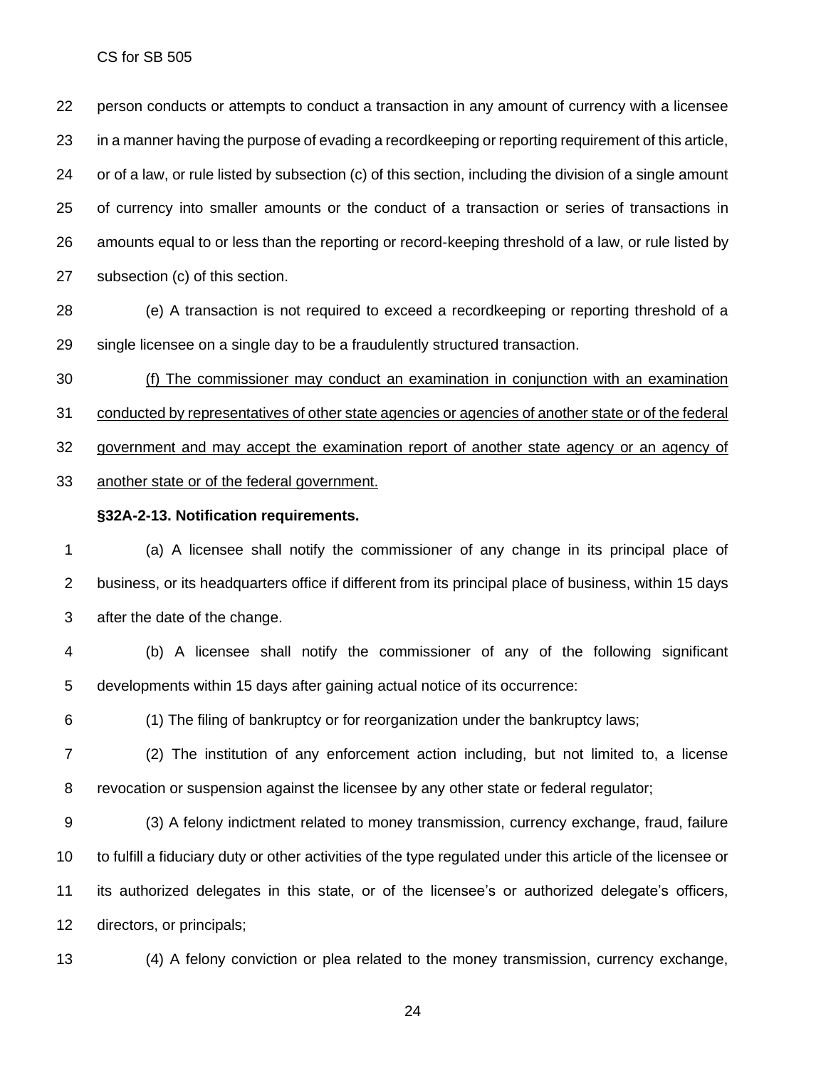person conducts or attempts to conduct a transaction in any amount of currency with a licensee in a manner having the purpose of evading a recordkeeping or reporting requirement of this article, or of a law, or rule listed by subsection (c) of this section, including the division of a single amount of currency into smaller amounts or the conduct of a transaction or series of transactions in amounts equal to or less than the reporting or record-keeping threshold of a law, or rule listed by subsection (c) of this section.

(e) A transaction is not required to exceed a recordkeeping or reporting threshold of a single licensee on a single day to be a fraudulently structured transaction.

<u>(f) The commissioner may conduct an examination in conjunction with an examination conducted by representatives of other state agencies or agencies of another state or of the federal government and may accept the examination report of another state agency or an agency of another state or of the federal government.</u>

**§32A-2-13. Notification requirements.**

(a) A licensee shall notify the commissioner of any change in its principal place of business, or its headquarters office if different from its principal place of business, within 15 days after the date of the change.

(b) A licensee shall notify the commissioner of any of the following significant developments within 15 days after gaining actual notice of its occurrence:

(1) The filing of bankruptcy or for reorganization under the bankruptcy laws;

(2) The institution of any enforcement action including, but not limited to, a license revocation or suspension against the licensee by any other state or federal regulator;

(3) A felony indictment related to money transmission, currency exchange, fraud, failure to fulfill a fiduciary duty or other activities of the type regulated under this article of the licensee or its authorized delegates in this state, or of the licensee's or authorized delegate's officers, directors, or principals;

(4) A felony conviction or plea related to the money transmission, currency exchange,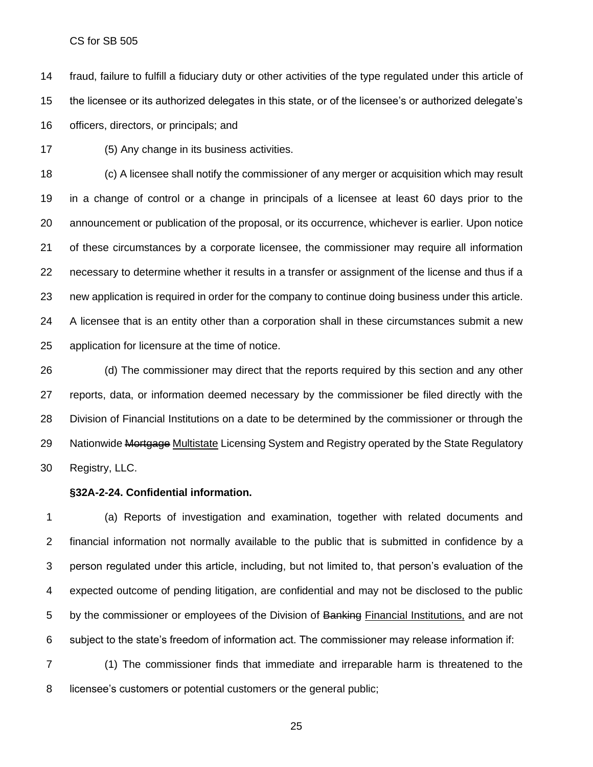fraud, failure to fulfill a fiduciary duty or other activities of the type regulated under this article of the licensee or its authorized delegates in this state, or of the licensee's or authorized delegate's officers, directors, or principals; and

(5) Any change in its business activities.

(c) A licensee shall notify the commissioner of any merger or acquisition which may result in a change of control or a change in principals of a licensee at least 60 days prior to the announcement or publication of the proposal, or its occurrence, whichever is earlier. Upon notice of these circumstances by a corporate licensee, the commissioner may require all information necessary to determine whether it results in a transfer or assignment of the license and thus if a new application is required in order for the company to continue doing business under this article. A licensee that is an entity other than a corporation shall in these circumstances submit a new application for licensure at the time of notice.

(d) The commissioner may direct that the reports required by this section and any other reports, data, or information deemed necessary by the commissioner be filed directly with the Division of Financial Institutions on a date to be determined by the commissioner or through the Nationwide ~~Mortgage~~ Multistate Licensing System and Registry operated by the State Regulatory Registry, LLC.

**§32A-2-24. Confidential information.**

(a) Reports of investigation and examination, together with related documents and financial information not normally available to the public that is submitted in confidence by a person regulated under this article, including, but not limited to, that person's evaluation of the expected outcome of pending litigation, are confidential and may not be disclosed to the public by the commissioner or employees of the Division of ~~Banking~~ Financial Institutions, and are not subject to the state's freedom of information act. The commissioner may release information if:

(1) The commissioner finds that immediate and irreparable harm is threatened to the licensee's customers or potential customers or the general public;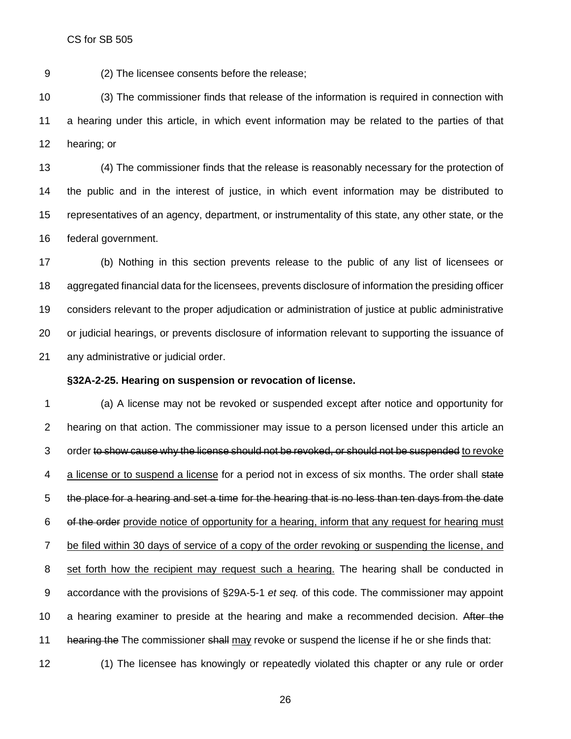(2) The licensee consents before the release;

(3) The commissioner finds that release of the information is required in connection with a hearing under this article, in which event information may be related to the parties of that hearing; or

(4) The commissioner finds that the release is reasonably necessary for the protection of the public and in the interest of justice, in which event information may be distributed to representatives of an agency, department, or instrumentality of this state, any other state, or the federal government.

(b) Nothing in this section prevents release to the public of any list of licensees or aggregated financial data for the licensees, prevents disclosure of information the presiding officer considers relevant to the proper adjudication or administration of justice at public administrative or judicial hearings, or prevents disclosure of information relevant to supporting the issuance of any administrative or judicial order.

**§32A-2-25. Hearing on suspension or revocation of license.**

(a) A license may not be revoked or suspended except after notice and opportunity for hearing on that action. The commissioner may issue to a person licensed under this article an order ~~to show cause why the license should not be revoked, or should not be suspended~~ <u>to revoke a license or to suspend a license</u> for a period not in excess of six months. The order shall ~~state the place for a hearing and set a time for the hearing that is no less than ten days from the date of the order~~ <u>provide notice of opportunity for a hearing, inform that any request for hearing must be filed within 30 days of service of a copy of the order revoking or suspending the license, and set forth how the recipient may request such a hearing.</u> The hearing shall be conducted in accordance with the provisions of §29A-5-1 *et seq.* of this code. The commissioner may appoint a hearing examiner to preside at the hearing and make a recommended decision. ~~After the hearing the~~ The commissioner ~~shall~~ <u>may</u> revoke or suspend the license if he or she finds that:

(1) The licensee has knowingly or repeatedly violated this chapter or any rule or order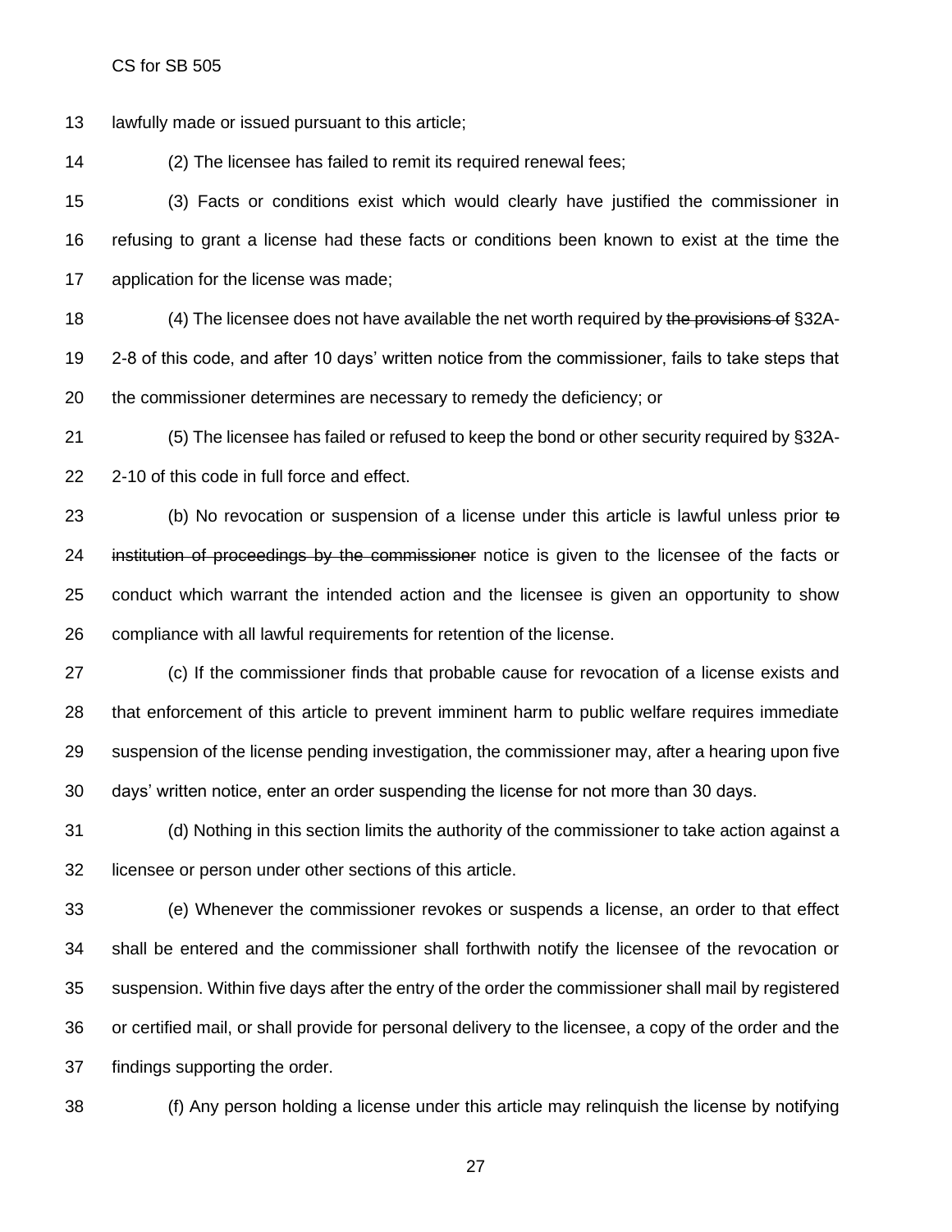lawfully made or issued pursuant to this article;

(2) The licensee has failed to remit its required renewal fees;

(3) Facts or conditions exist which would clearly have justified the commissioner in refusing to grant a license had these facts or conditions been known to exist at the time the application for the license was made;

(4) The licensee does not have available the net worth required by ~~the provisions of~~ §32A-2-8 of this code, and after 10 days' written notice from the commissioner, fails to take steps that the commissioner determines are necessary to remedy the deficiency; or

(5) The licensee has failed or refused to keep the bond or other security required by §32A-2-10 of this code in full force and effect.

(b) No revocation or suspension of a license under this article is lawful unless prior ~~to institution of proceedings by the commissioner~~ notice is given to the licensee of the facts or conduct which warrant the intended action and the licensee is given an opportunity to show compliance with all lawful requirements for retention of the license.

(c) If the commissioner finds that probable cause for revocation of a license exists and that enforcement of this article to prevent imminent harm to public welfare requires immediate suspension of the license pending investigation, the commissioner may, after a hearing upon five days' written notice, enter an order suspending the license for not more than 30 days.

(d) Nothing in this section limits the authority of the commissioner to take action against a licensee or person under other sections of this article.

(e) Whenever the commissioner revokes or suspends a license, an order to that effect shall be entered and the commissioner shall forthwith notify the licensee of the revocation or suspension. Within five days after the entry of the order the commissioner shall mail by registered or certified mail, or shall provide for personal delivery to the licensee, a copy of the order and the findings supporting the order.

(f) Any person holding a license under this article may relinquish the license by notifying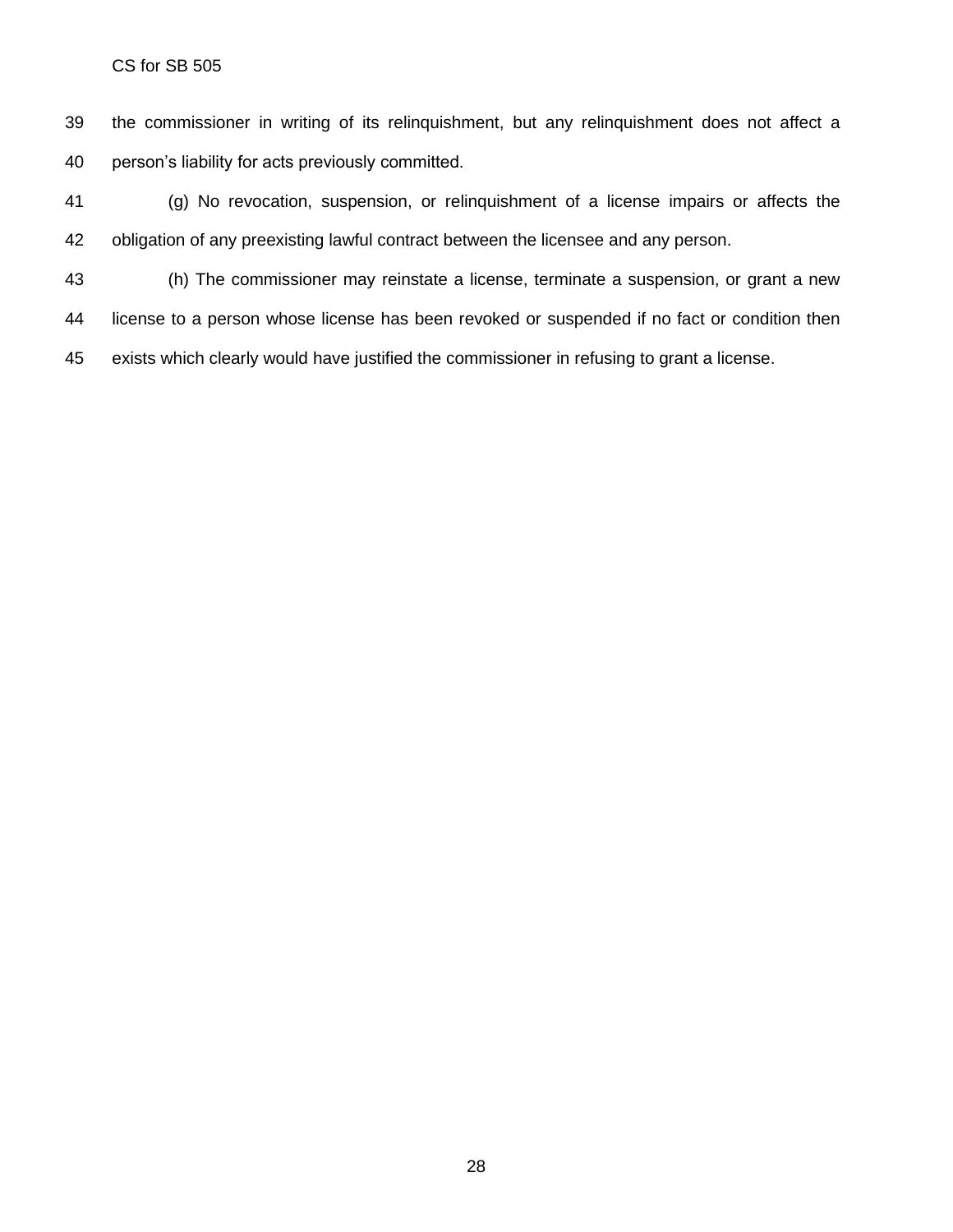the commissioner in writing of its relinquishment, but any relinquishment does not affect a person's liability for acts previously committed.

(g) No revocation, suspension, or relinquishment of a license impairs or affects the obligation of any preexisting lawful contract between the licensee and any person.

(h) The commissioner may reinstate a license, terminate a suspension, or grant a new license to a person whose license has been revoked or suspended if no fact or condition then exists which clearly would have justified the commissioner in refusing to grant a license.